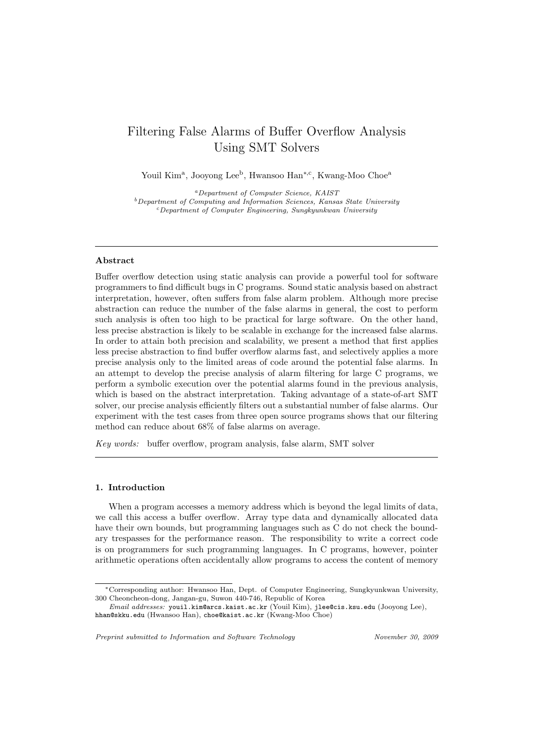# Filtering False Alarms of Buffer Overflow Analysis Using SMT Solvers

Youil Kim[a], Jooyong Lee[b], Hwansoo Han[*,c], Kwang-Moo Choe[a]

[a] *Department of Computer Science, KAIST*
[b] *Department of Computing and Information Sciences, Kansas State University*
[c] *Department of Computer Engineering, Sungkyunkwan University*

---

**Abstract**

Buffer overflow detection using static analysis can provide a powerful tool for software programmers to find difficult bugs in C programs. Sound static analysis based on abstract interpretation, however, often suffers from false alarm problem. Although more precise abstraction can reduce the number of the false alarms in general, the cost to perform such analysis is often too high to be practical for large software. On the other hand, less precise abstraction is likely to be scalable in exchange for the increased false alarms. In order to attain both precision and scalability, we present a method that first applies less precise abstraction to find buffer overflow alarms fast, and selectively applies a more precise analysis only to the limited areas of code around the potential false alarms. In an attempt to develop the precise analysis of alarm filtering for large C programs, we perform a symbolic execution over the potential alarms found in the previous analysis, which is based on the abstract interpretation. Taking advantage of a state-of-art SMT solver, our precise analysis efficiently filters out a substantial number of false alarms. Our experiment with the test cases from three open source programs shows that our filtering method can reduce about 68% of false alarms on average.

*Key words:* buffer overflow, program analysis, false alarm, SMT solver

---

## 1. Introduction

When a program accesses a memory address which is beyond the legal limits of data, we call this access a buffer overflow. Array type data and dynamically allocated data have their own bounds, but programming languages such as C do not check the boundary trespasses for the performance reason. The responsibility to write a correct code is on programmers for such programming languages. In C programs, however, pointer arithmetic operations often accidentally allow programs to access the content of memory

---

[*] Corresponding author: Hwansoo Han, Dept. of Computer Engineering, Sungkyunkwan University, 300 Cheoncheon-dong, Jangan-gu, Suwon 440-746, Republic of Korea

*Email addresses:* `youil.kim@arcs.kaist.ac.kr` (Youil Kim), `jlee@cis.ksu.edu` (Jooyong Lee), `hhan@skku.edu` (Hwansoo Han), `choe@kaist.ac.kr` (Kwang-Moo Choe)

*Preprint submitted to Information and Software Technology* November 30, 2009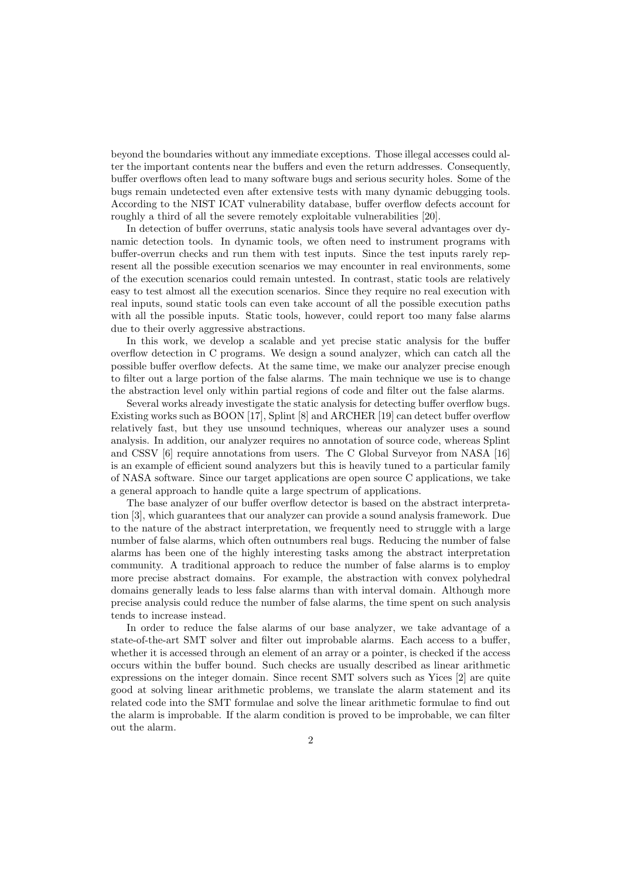beyond the boundaries without any immediate exceptions. Those illegal accesses could alter the important contents near the buffers and even the return addresses. Consequently, buffer overflows often lead to many software bugs and serious security holes. Some of the bugs remain undetected even after extensive tests with many dynamic debugging tools. According to the NIST ICAT vulnerability database, buffer overflow defects account for roughly a third of all the severe remotely exploitable vulnerabilities [20].

In detection of buffer overruns, static analysis tools have several advantages over dynamic detection tools. In dynamic tools, we often need to instrument programs with buffer-overrun checks and run them with test inputs. Since the test inputs rarely represent all the possible execution scenarios we may encounter in real environments, some of the execution scenarios could remain untested. In contrast, static tools are relatively easy to test almost all the execution scenarios. Since they require no real execution with real inputs, sound static tools can even take account of all the possible execution paths with all the possible inputs. Static tools, however, could report too many false alarms due to their overly aggressive abstractions.

In this work, we develop a scalable and yet precise static analysis for the buffer overflow detection in C programs. We design a sound analyzer, which can catch all the possible buffer overflow defects. At the same time, we make our analyzer precise enough to filter out a large portion of the false alarms. The main technique we use is to change the abstraction level only within partial regions of code and filter out the false alarms.

Several works already investigate the static analysis for detecting buffer overflow bugs. Existing works such as BOON [17], Splint [8] and ARCHER [19] can detect buffer overflow relatively fast, but they use unsound techniques, whereas our analyzer uses a sound analysis. In addition, our analyzer requires no annotation of source code, whereas Splint and CSSV [6] require annotations from users. The C Global Surveyor from NASA [16] is an example of efficient sound analyzers but this is heavily tuned to a particular family of NASA software. Since our target applications are open source C applications, we take a general approach to handle quite a large spectrum of applications.

The base analyzer of our buffer overflow detector is based on the abstract interpretation [3], which guarantees that our analyzer can provide a sound analysis framework. Due to the nature of the abstract interpretation, we frequently need to struggle with a large number of false alarms, which often outnumbers real bugs. Reducing the number of false alarms has been one of the highly interesting tasks among the abstract interpretation community. A traditional approach to reduce the number of false alarms is to employ more precise abstract domains. For example, the abstraction with convex polyhedral domains generally leads to less false alarms than with interval domain. Although more precise analysis could reduce the number of false alarms, the time spent on such analysis tends to increase instead.

In order to reduce the false alarms of our base analyzer, we take advantage of a state-of-the-art SMT solver and filter out improbable alarms. Each access to a buffer, whether it is accessed through an element of an array or a pointer, is checked if the access occurs within the buffer bound. Such checks are usually described as linear arithmetic expressions on the integer domain. Since recent SMT solvers such as Yices [2] are quite good at solving linear arithmetic problems, we translate the alarm statement and its related code into the SMT formulae and solve the linear arithmetic formulae to find out the alarm is improbable. If the alarm condition is proved to be improbable, we can filter out the alarm.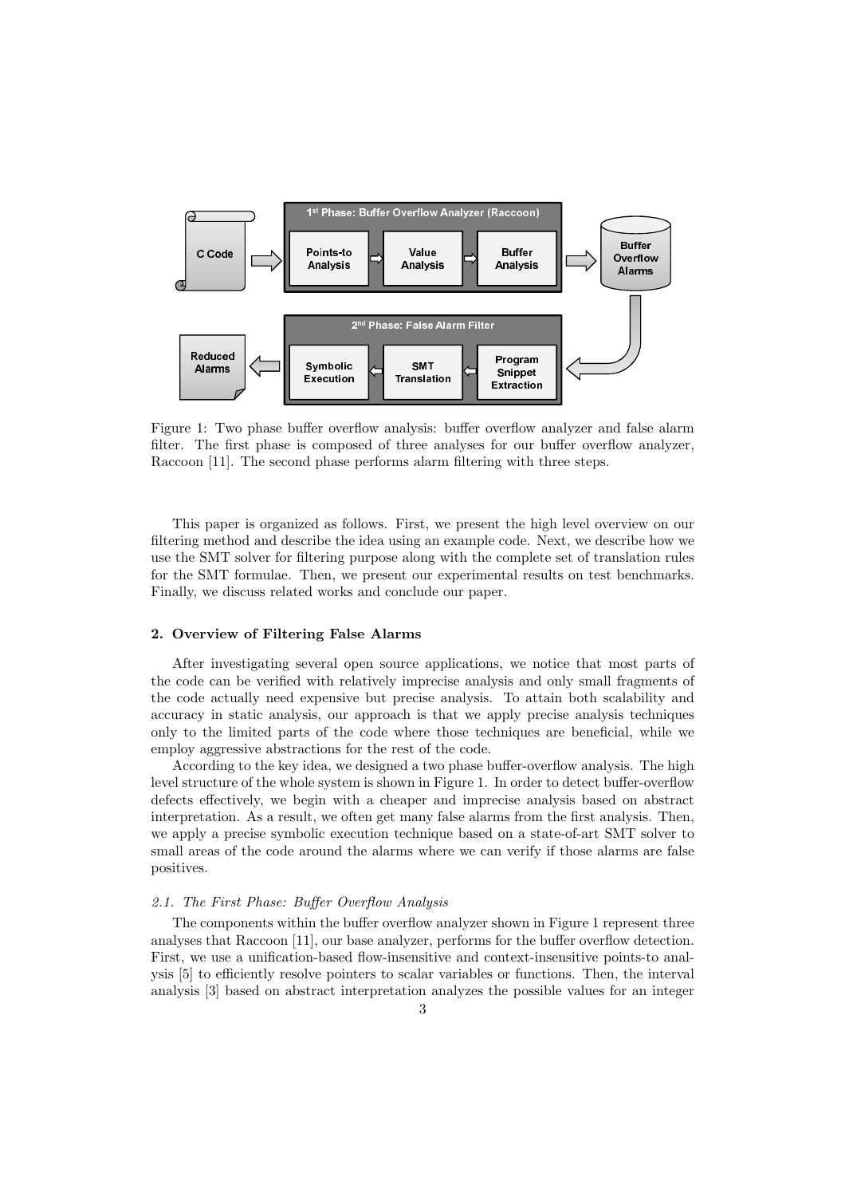Figure 1: Two phase buffer overflow analysis: buffer overflow analyzer and false alarm filter. The first phase is composed of three analyses for our buffer overflow analyzer, Raccoon [11]. The second phase performs alarm filtering with three steps.

This paper is organized as follows. First, we present the high level overview on our filtering method and describe the idea using an example code. Next, we describe how we use the SMT solver for filtering purpose along with the complete set of translation rules for the SMT formulae. Then, we present our experimental results on test benchmarks. Finally, we discuss related works and conclude our paper.

## 2. Overview of Filtering False Alarms

After investigating several open source applications, we notice that most parts of the code can be verified with relatively imprecise analysis and only small fragments of the code actually need expensive but precise analysis. To attain both scalability and accuracy in static analysis, our approach is that we apply precise analysis techniques only to the limited parts of the code where those techniques are beneficial, while we employ aggressive abstractions for the rest of the code.

According to the key idea, we designed a two phase buffer-overflow analysis. The high level structure of the whole system is shown in Figure 1. In order to detect buffer-overflow defects effectively, we begin with a cheaper and imprecise analysis based on abstract interpretation. As a result, we often get many false alarms from the first analysis. Then, we apply a precise symbolic execution technique based on a state-of-art SMT solver to small areas of the code around the alarms where we can verify if those alarms are false positives.

### *2.1. The First Phase: Buffer Overflow Analysis*

The components within the buffer overflow analyzer shown in Figure 1 represent three analyses that Raccoon [11], our base analyzer, performs for the buffer overflow detection. First, we use a unification-based flow-insensitive and context-insensitive points-to analysis [5] to efficiently resolve pointers to scalar variables or functions. Then, the interval analysis [3] based on abstract interpretation analyzes the possible values for an integer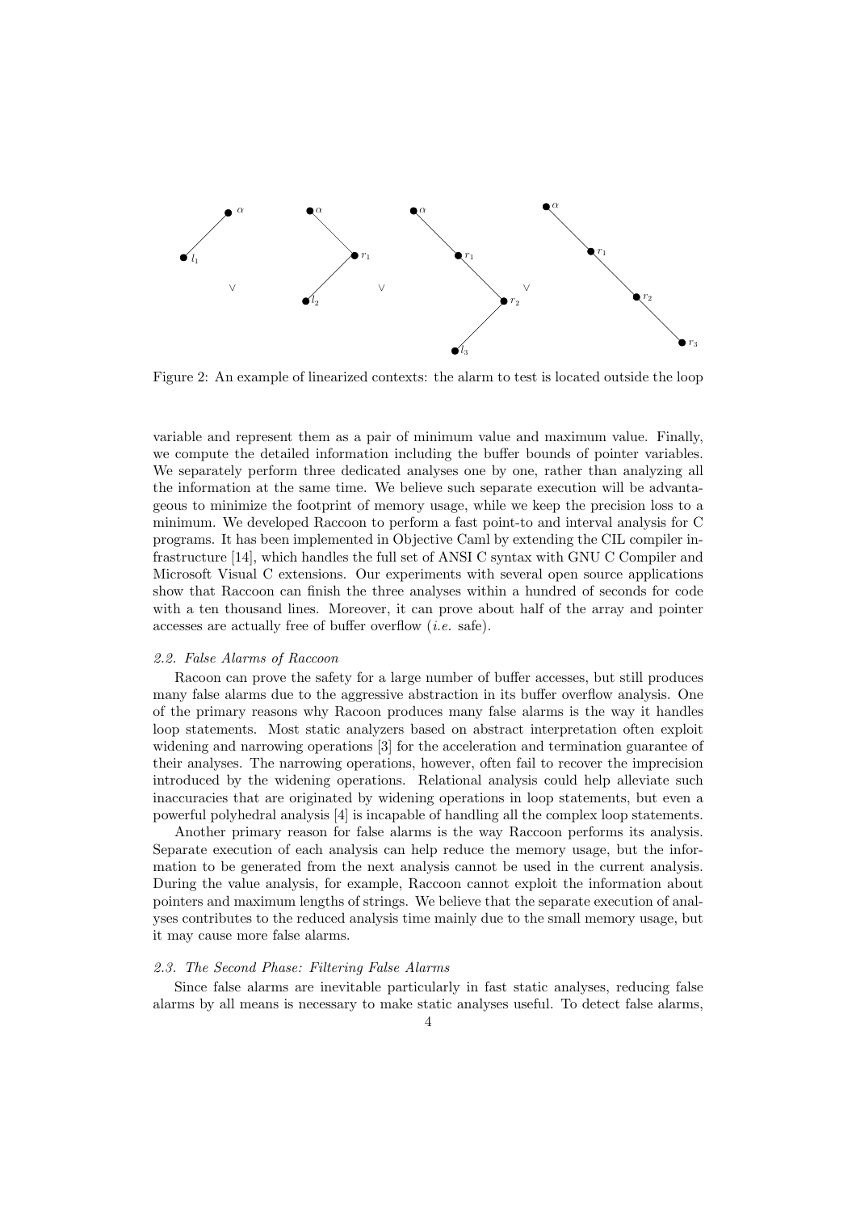$\alpha$ $l_1$ $\vee$ $\alpha$ $r_1$ $l_2$ $\vee$ $\alpha$ $r_1$ $r_2$ $l_3$ $\vee$ $\alpha$ $r_1$ $r_2$ $r_3$

Figure 2: An example of linearized contexts: the alarm to test is located outside the loop

variable and represent them as a pair of minimum value and maximum value. Finally, we compute the detailed information including the buffer bounds of pointer variables. We separately perform three dedicated analyses one by one, rather than analyzing all the information at the same time. We believe such separate execution will be advantageous to minimize the footprint of memory usage, while we keep the precision loss to a minimum. We developed Raccoon to perform a fast point-to and interval analysis for C programs. It has been implemented in Objective Caml by extending the CIL compiler infrastructure [14], which handles the full set of ANSI C syntax with GNU C Compiler and Microsoft Visual C extensions. Our experiments with several open source applications show that Raccoon can finish the three analyses within a hundred of seconds for code with a ten thousand lines. Moreover, it can prove about half of the array and pointer accesses are actually free of buffer overflow (*i.e.* safe).

### 2.2. False Alarms of Raccoon

Racoon can prove the safety for a large number of buffer accesses, but still produces many false alarms due to the aggressive abstraction in its buffer overflow analysis. One of the primary reasons why Racoon produces many false alarms is the way it handles loop statements. Most static analyzers based on abstract interpretation often exploit widening and narrowing operations [3] for the acceleration and termination guarantee of their analyses. The narrowing operations, however, often fail to recover the imprecision introduced by the widening operations. Relational analysis could help alleviate such inaccuracies that are originated by widening operations in loop statements, but even a powerful polyhedral analysis [4] is incapable of handling all the complex loop statements.

Another primary reason for false alarms is the way Raccoon performs its analysis. Separate execution of each analysis can help reduce the memory usage, but the information to be generated from the next analysis cannot be used in the current analysis. During the value analysis, for example, Raccoon cannot exploit the information about pointers and maximum lengths of strings. We believe that the separate execution of analyses contributes to the reduced analysis time mainly due to the small memory usage, but it may cause more false alarms.

### 2.3. The Second Phase: Filtering False Alarms

Since false alarms are inevitable particularly in fast static analyses, reducing false alarms by all means is necessary to make static analyses useful. To detect false alarms,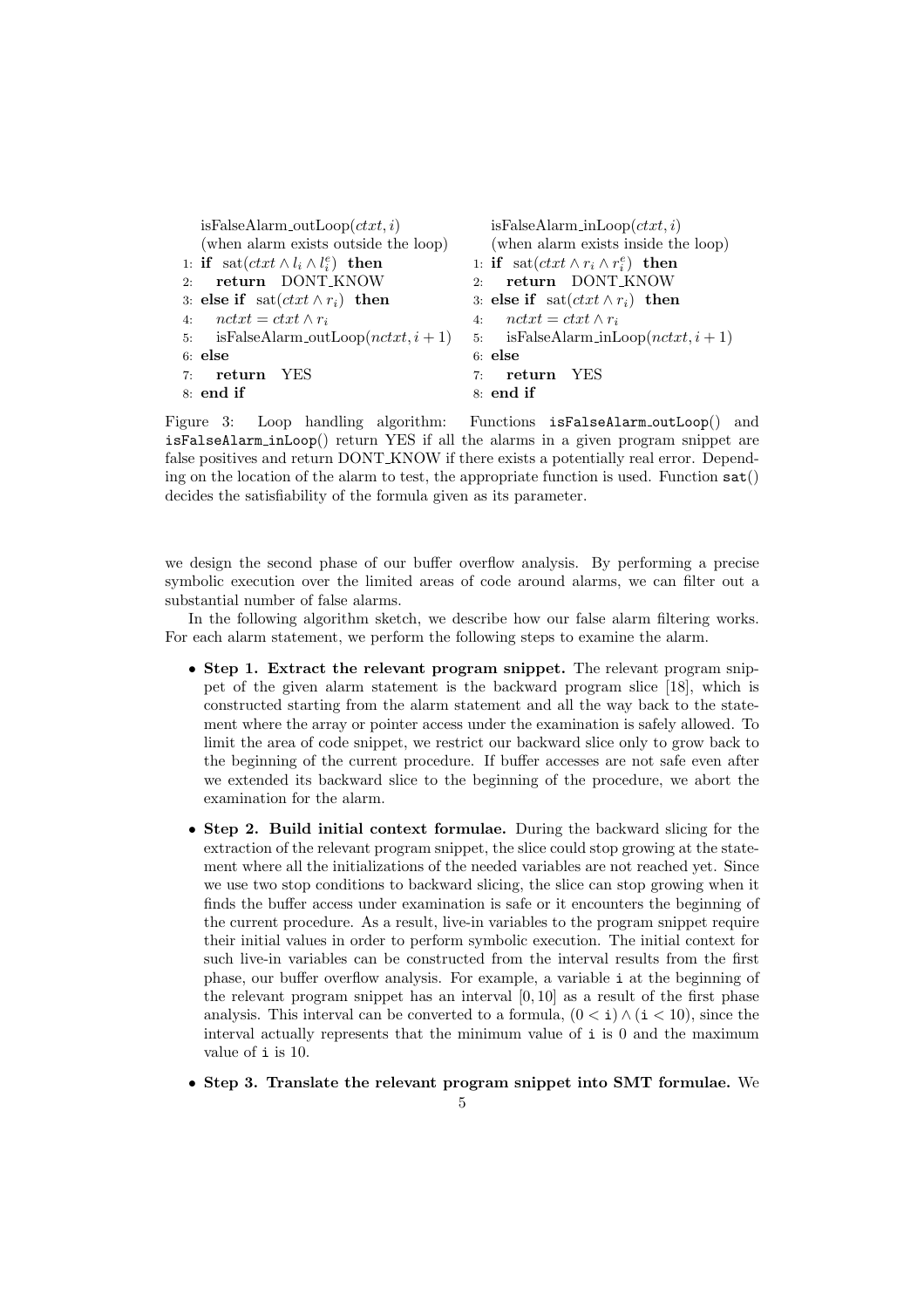```
isFalseAlarm_outLoop(ctxt, i)
(when alarm exists outside the loop)
1: if  sat(ctxt ∧ l_i ∧ l_i^e)  then
2:    return  DONT_KNOW
3: else if  sat(ctxt ∧ r_i)  then
4:    nctxt = ctxt ∧ r_i
5:    isFalseAlarm_outLoop(nctxt, i + 1)
6: else
7:    return  YES
8: end if
```

```
isFalseAlarm_inLoop(ctxt, i)
(when alarm exists inside the loop)
1: if  sat(ctxt ∧ r_i ∧ r_i^e)  then
2:    return  DONT_KNOW
3: else if  sat(ctxt ∧ r_i)  then
4:    nctxt = ctxt ∧ r_i
5:    isFalseAlarm_inLoop(nctxt, i + 1)
6: else
7:    return  YES
8: end if
```

Figure 3: Loop handling algorithm: Functions `isFalseAlarm_outLoop()` and `isFalseAlarm_inLoop()` return YES if all the alarms in a given program snippet are false positives and return DONT_KNOW if there exists a potentially real error. Depending on the location of the alarm to test, the appropriate function is used. Function `sat()` decides the satisfiability of the formula given as its parameter.

we design the second phase of our buffer overflow analysis. By performing a precise symbolic execution over the limited areas of code around alarms, we can filter out a substantial number of false alarms.

In the following algorithm sketch, we describe how our false alarm filtering works. For each alarm statement, we perform the following steps to examine the alarm.

- **Step 1. Extract the relevant program snippet.** The relevant program snippet of the given alarm statement is the backward program slice [18], which is constructed starting from the alarm statement and all the way back to the statement where the array or pointer access under the examination is safely allowed. To limit the area of code snippet, we restrict our backward slice only to grow back to the beginning of the current procedure. If buffer accesses are not safe even after we extended its backward slice to the beginning of the procedure, we abort the examination for the alarm.

- **Step 2. Build initial context formulae.** During the backward slicing for the extraction of the relevant program snippet, the slice could stop growing at the statement where all the initializations of the needed variables are not reached yet. Since we use two stop conditions to backward slicing, the slice can stop growing when it finds the buffer access under examination is safe or it encounters the beginning of the current procedure. As a result, live-in variables to the program snippet require their initial values in order to perform symbolic execution. The initial context for such live-in variables can be constructed from the interval results from the first phase, our buffer overflow analysis. For example, a variable `i` at the beginning of the relevant program snippet has an interval $[0, 10]$ as a result of the first phase analysis. This interval can be converted to a formula, $(0 < \texttt{i}) \wedge (\texttt{i} < 10)$, since the interval actually represents that the minimum value of `i` is 0 and the maximum value of `i` is 10.

- **Step 3. Translate the relevant program snippet into SMT formulae.** We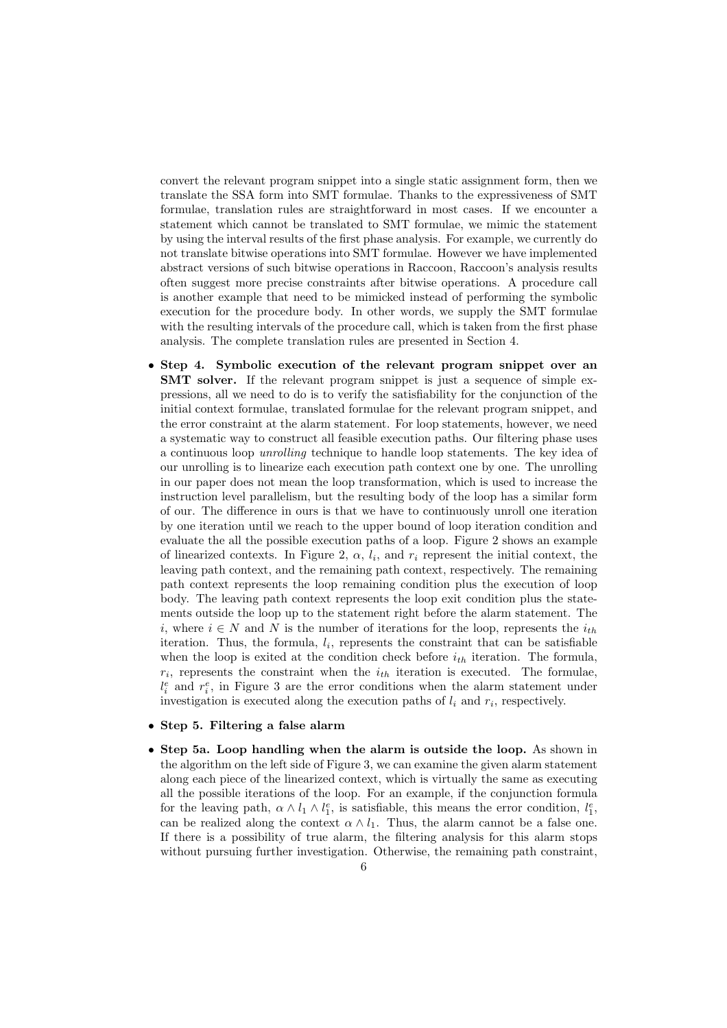convert the relevant program snippet into a single static assignment form, then we translate the SSA form into SMT formulae. Thanks to the expressiveness of SMT formulae, translation rules are straightforward in most cases. If we encounter a statement which cannot be translated to SMT formulae, we mimic the statement by using the interval results of the first phase analysis. For example, we currently do not translate bitwise operations into SMT formulae. However we have implemented abstract versions of such bitwise operations in Raccoon, Raccoon's analysis results often suggest more precise constraints after bitwise operations. A procedure call is another example that need to be mimicked instead of performing the symbolic execution for the procedure body. In other words, we supply the SMT formulae with the resulting intervals of the procedure call, which is taken from the first phase analysis. The complete translation rules are presented in Section 4.

- **Step 4. Symbolic execution of the relevant program snippet over an SMT solver.** If the relevant program snippet is just a sequence of simple expressions, all we need to do is to verify the satisfiability for the conjunction of the initial context formulae, translated formulae for the relevant program snippet, and the error constraint at the alarm statement. For loop statements, however, we need a systematic way to construct all feasible execution paths. Our filtering phase uses a continuous loop *unrolling* technique to handle loop statements. The key idea of our unrolling is to linearize each execution path context one by one. The unrolling in our paper does not mean the loop transformation, which is used to increase the instruction level parallelism, but the resulting body of the loop has a similar form of our. The difference in ours is that we have to continuously unroll one iteration by one iteration until we reach to the upper bound of loop iteration condition and evaluate the all the possible execution paths of a loop. Figure 2 shows an example of linearized contexts. In Figure 2, $\alpha$, $l_i$, and $r_i$ represent the initial context, the leaving path context, and the remaining path context, respectively. The remaining path context represents the loop remaining condition plus the execution of loop body. The leaving path context represents the loop exit condition plus the statements outside the loop up to the statement right before the alarm statement. The $i$, where $i \in N$ and $N$ is the number of iterations for the loop, represents the $i_{th}$ iteration. Thus, the formula, $l_i$, represents the constraint that can be satisfiable when the loop is exited at the condition check before $i_{th}$ iteration. The formula, $r_i$, represents the constraint when the $i_{th}$ iteration is executed. The formulae, $l_i^e$ and $r_i^e$, in Figure 3 are the error conditions when the alarm statement under investigation is executed along the execution paths of $l_i$ and $r_i$, respectively.

- **Step 5. Filtering a false alarm**

- **Step 5a. Loop handling when the alarm is outside the loop.** As shown in the algorithm on the left side of Figure 3, we can examine the given alarm statement along each piece of the linearized context, which is virtually the same as executing all the possible iterations of the loop. For an example, if the conjunction formula for the leaving path, $\alpha \wedge l_1 \wedge l_1^e$, is satisfiable, this means the error condition, $l_1^e$, can be realized along the context $\alpha \wedge l_1$. Thus, the alarm cannot be a false one. If there is a possibility of true alarm, the filtering analysis for this alarm stops without pursuing further investigation. Otherwise, the remaining path constraint,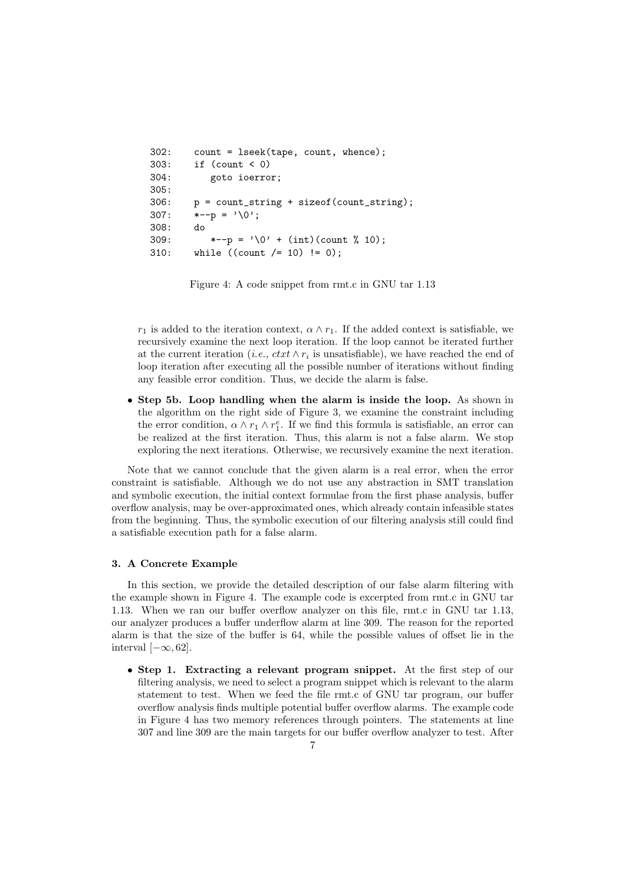```
302:    count = lseek(tape, count, whence);
303:    if (count < 0)
304:       goto ioerror;
305:
306:    p = count_string + sizeof(count_string);
307:    *--p = '\0';
308:    do
309:       *--p = '\0' + (int)(count % 10);
310:    while ((count /= 10) != 0);
```

Figure 4: A code snippet from rmt.c in GNU tar 1.13

$r_1$ is added to the iteration context, $\alpha \wedge r_1$. If the added context is satisfiable, we recursively examine the next loop iteration. If the loop cannot be iterated further at the current iteration (*i.e., ctxt* $\wedge\, r_i$ is unsatisfiable), we have reached the end of loop iteration after executing all the possible number of iterations without finding any feasible error condition. Thus, we decide the alarm is false.

- **Step 5b. Loop handling when the alarm is inside the loop.** As shown in the algorithm on the right side of Figure 3, we examine the constraint including the error condition, $\alpha \wedge r_1 \wedge r_1^e$. If we find this formula is satisfiable, an error can be realized at the first iteration. Thus, this alarm is not a false alarm. We stop exploring the next iterations. Otherwise, we recursively examine the next iteration.

Note that we cannot conclude that the given alarm is a real error, when the error constraint is satisfiable. Although we do not use any abstraction in SMT translation and symbolic execution, the initial context formulae from the first phase analysis, buffer overflow analysis, may be over-approximated ones, which already contain infeasible states from the beginning. Thus, the symbolic execution of our filtering analysis still could find a satisfiable execution path for a false alarm.

### 3. A Concrete Example

In this section, we provide the detailed description of our false alarm filtering with the example shown in Figure 4. The example code is excerpted from rmt.c in GNU tar 1.13. When we ran our buffer overflow analyzer on this file, rmt.c in GNU tar 1.13, our analyzer produces a buffer underflow alarm at line 309. The reason for the reported alarm is that the size of the buffer is 64, while the possible values of offset lie in the interval $[-\infty, 62]$.

- **Step 1. Extracting a relevant program snippet.** At the first step of our filtering analysis, we need to select a program snippet which is relevant to the alarm statement to test. When we feed the file rmt.c of GNU tar program, our buffer overflow analysis finds multiple potential buffer overflow alarms. The example code in Figure 4 has two memory references through pointers. The statements at line 307 and line 309 are the main targets for our buffer overflow analyzer to test. After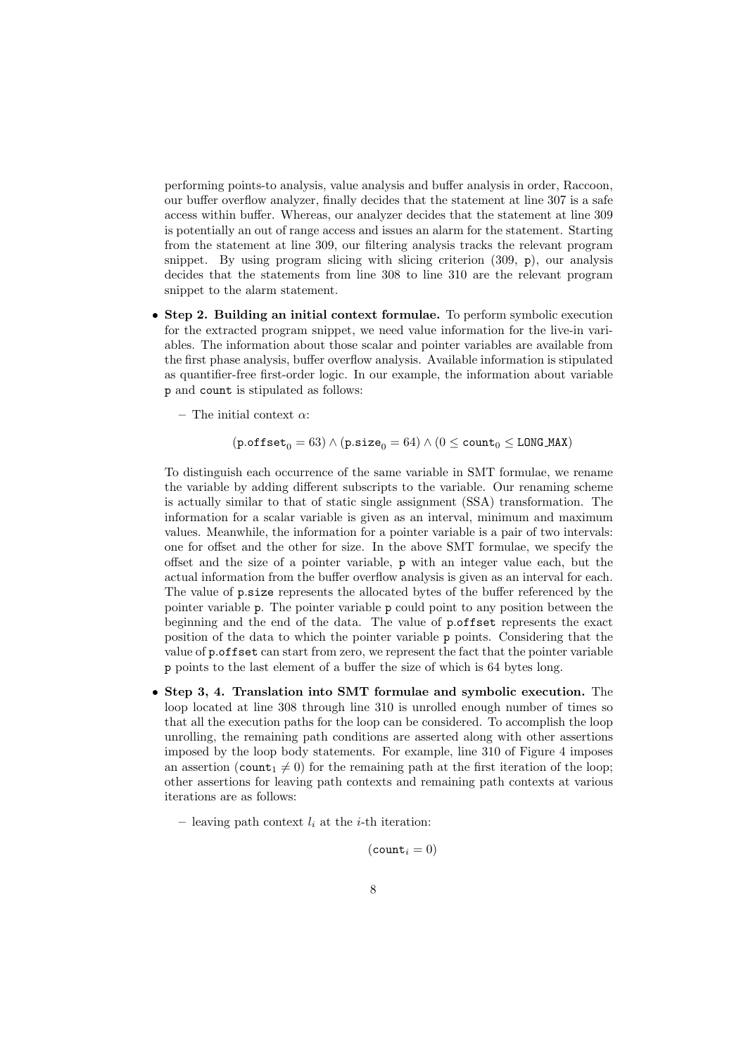performing points-to analysis, value analysis and buffer analysis in order, Raccoon, our buffer overflow analyzer, finally decides that the statement at line 307 is a safe access within buffer. Whereas, our analyzer decides that the statement at line 309 is potentially an out of range access and issues an alarm for the statement. Starting from the statement at line 309, our filtering analysis tracks the relevant program snippet. By using program slicing with slicing criterion (309, `p`), our analysis decides that the statements from line 308 to line 310 are the relevant program snippet to the alarm statement.

- **Step 2. Building an initial context formulae.** To perform symbolic execution for the extracted program snippet, we need value information for the live-in variables. The information about those scalar and pointer variables are available from the first phase analysis, buffer overflow analysis. Available information is stipulated as quantifier-free first-order logic. In our example, the information about variable `p` and `count` is stipulated as follows:

  – The initial context $\alpha$:

  $$(\texttt{p.offset}_0 = 63) \wedge (\texttt{p.size}_0 = 64) \wedge (0 \leq \texttt{count}_0 \leq \texttt{LONG\_MAX})$$

  To distinguish each occurrence of the same variable in SMT formulae, we rename the variable by adding different subscripts to the variable. Our renaming scheme is actually similar to that of static single assignment (SSA) transformation. The information for a scalar variable is given as an interval, minimum and maximum values. Meanwhile, the information for a pointer variable is a pair of two intervals: one for offset and the other for size. In the above SMT formulae, we specify the offset and the size of a pointer variable, `p` with an integer value each, but the actual information from the buffer overflow analysis is given as an interval for each. The value of `p.size` represents the allocated bytes of the buffer referenced by the pointer variable `p`. The pointer variable `p` could point to any position between the beginning and the end of the data. The value of `p.offset` represents the exact position of the data to which the pointer variable `p` points. Considering that the value of `p.offset` can start from zero, we represent the fact that the pointer variable `p` points to the last element of a buffer the size of which is 64 bytes long.

- **Step 3, 4. Translation into SMT formulae and symbolic execution.** The loop located at line 308 through line 310 is unrolled enough number of times so that all the execution paths for the loop can be considered. To accomplish the loop unrolling, the remaining path conditions are asserted along with other assertions imposed by the loop body statements. For example, line 310 of Figure 4 imposes an assertion ($\texttt{count}_1 \neq 0$) for the remaining path at the first iteration of the loop; other assertions for leaving path contexts and remaining path contexts at various iterations are as follows:

  – leaving path context $l_i$ at the $i$-th iteration:

  $$(\texttt{count}_i = 0)$$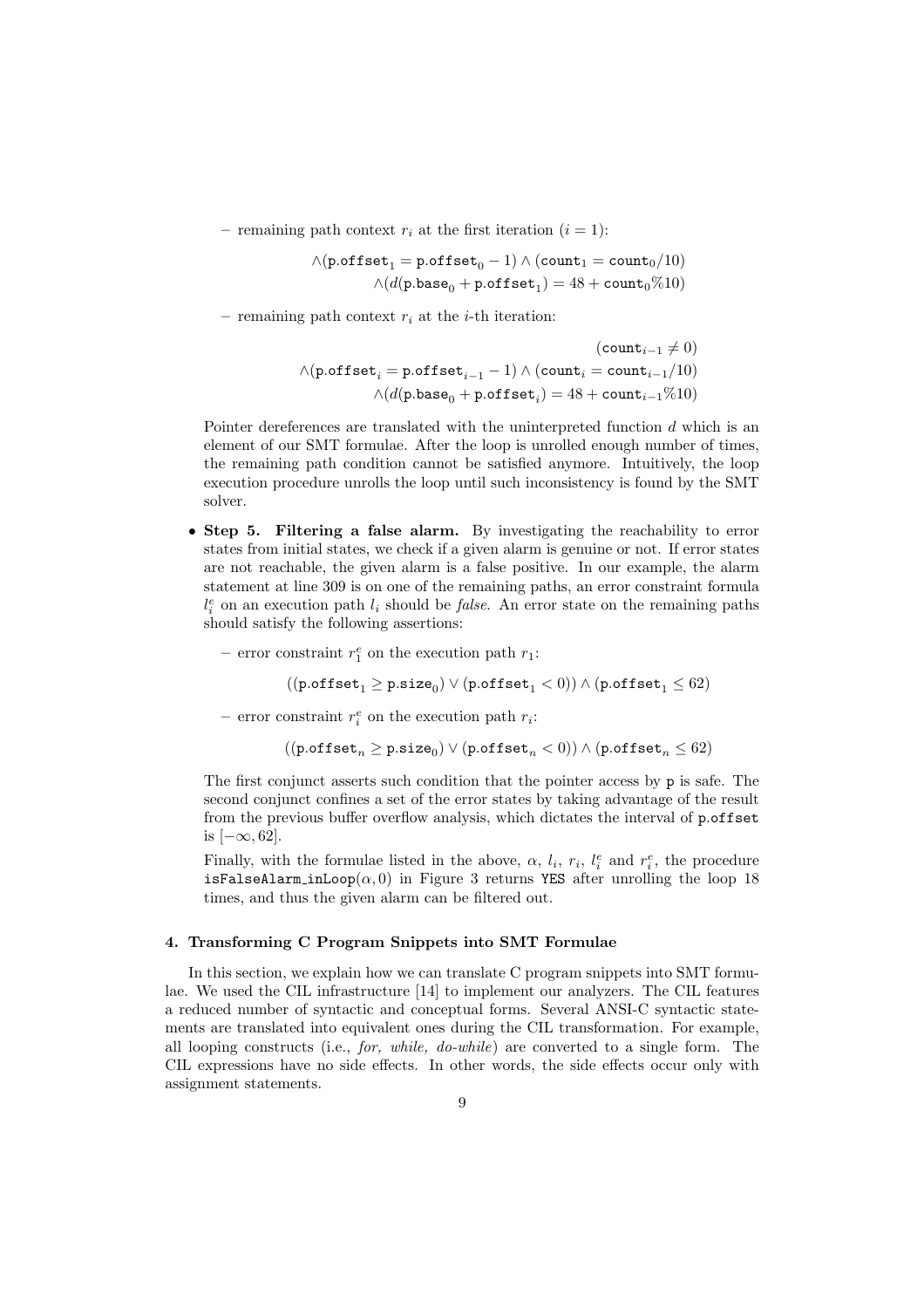– remaining path context $r_i$ at the first iteration ($i = 1$):

$$\wedge(\texttt{p.offset}_1 = \texttt{p.offset}_0 - 1) \wedge (\texttt{count}_1 = \texttt{count}_0/10)$$
$$\wedge(d(\texttt{p.base}_0 + \texttt{p.offset}_1) = 48 + \texttt{count}_0\%10)$$

– remaining path context $r_i$ at the $i$-th iteration:

$$(\texttt{count}_{i-1} \neq 0)$$
$$\wedge(\texttt{p.offset}_i = \texttt{p.offset}_{i-1} - 1) \wedge (\texttt{count}_i = \texttt{count}_{i-1}/10)$$
$$\wedge(d(\texttt{p.base}_0 + \texttt{p.offset}_i) = 48 + \texttt{count}_{i-1}\%10)$$

Pointer dereferences are translated with the uninterpreted function $d$ which is an element of our SMT formulae. After the loop is unrolled enough number of times, the remaining path condition cannot be satisfied anymore. Intuitively, the loop execution procedure unrolls the loop until such inconsistency is found by the SMT solver.

- **Step 5. Filtering a false alarm.** By investigating the reachability to error states from initial states, we check if a given alarm is genuine or not. If error states are not reachable, the given alarm is a false positive. In our example, the alarm statement at line 309 is on one of the remaining paths, an error constraint formula $l_i^e$ on an execution path $l_i$ should be *false*. An error state on the remaining paths should satisfy the following assertions:

  – error constraint $r_1^e$ on the execution path $r_1$:

  $$((\texttt{p.offset}_1 \geq \texttt{p.size}_0) \vee (\texttt{p.offset}_1 < 0)) \wedge (\texttt{p.offset}_1 \leq 62)$$

  – error constraint $r_i^e$ on the execution path $r_i$:

  $$((\texttt{p.offset}_n \geq \texttt{p.size}_0) \vee (\texttt{p.offset}_n < 0)) \wedge (\texttt{p.offset}_n \leq 62)$$

  The first conjunct asserts such condition that the pointer access by `p` is safe. The second conjunct confines a set of the error states by taking advantage of the result from the previous buffer overflow analysis, which dictates the interval of `p.offset` is $[-\infty, 62]$.

  Finally, with the formulae listed in the above, $\alpha$, $l_i$, $r_i$, $l_i^e$ and $r_i^e$, the procedure `isFalseAlarm_inLoop`$(\alpha, 0)$ in Figure 3 returns `YES` after unrolling the loop 18 times, and thus the given alarm can be filtered out.

#### 4. Transforming C Program Snippets into SMT Formulae

In this section, we explain how we can translate C program snippets into SMT formulae. We used the CIL infrastructure [14] to implement our analyzers. The CIL features a reduced number of syntactic and conceptual forms. Several ANSI-C syntactic statements are translated into equivalent ones during the CIL transformation. For example, all looping constructs (i.e., *for, while, do-while*) are converted to a single form. The CIL expressions have no side effects. In other words, the side effects occur only with assignment statements.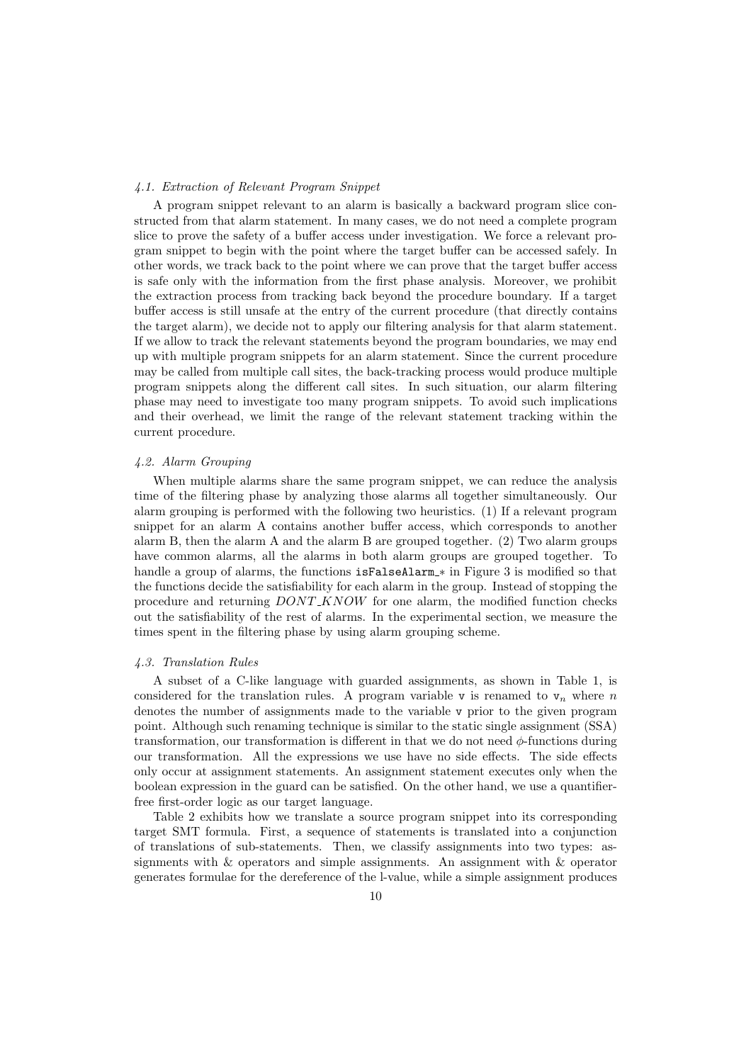### *4.1. Extraction of Relevant Program Snippet*

A program snippet relevant to an alarm is basically a backward program slice constructed from that alarm statement. In many cases, we do not need a complete program slice to prove the safety of a buffer access under investigation. We force a relevant program snippet to begin with the point where the target buffer can be accessed safely. In other words, we track back to the point where we can prove that the target buffer access is safe only with the information from the first phase analysis. Moreover, we prohibit the extraction process from tracking back beyond the procedure boundary. If a target buffer access is still unsafe at the entry of the current procedure (that directly contains the target alarm), we decide not to apply our filtering analysis for that alarm statement. If we allow to track the relevant statements beyond the program boundaries, we may end up with multiple program snippets for an alarm statement. Since the current procedure may be called from multiple call sites, the back-tracking process would produce multiple program snippets along the different call sites. In such situation, our alarm filtering phase may need to investigate too many program snippets. To avoid such implications and their overhead, we limit the range of the relevant statement tracking within the current procedure.

### *4.2. Alarm Grouping*

When multiple alarms share the same program snippet, we can reduce the analysis time of the filtering phase by analyzing those alarms all together simultaneously. Our alarm grouping is performed with the following two heuristics. (1) If a relevant program snippet for an alarm A contains another buffer access, which corresponds to another alarm B, then the alarm A and the alarm B are grouped together. (2) Two alarm groups have common alarms, all the alarms in both alarm groups are grouped together. To handle a group of alarms, the functions `isFalseAlarm_*` in Figure 3 is modified so that the functions decide the satisfiability for each alarm in the group. Instead of stopping the procedure and returning $DONT\_KNOW$ for one alarm, the modified function checks out the satisfiability of the rest of alarms. In the experimental section, we measure the times spent in the filtering phase by using alarm grouping scheme.

### *4.3. Translation Rules*

A subset of a C-like language with guarded assignments, as shown in Table 1, is considered for the translation rules. A program variable `v` is renamed to $\mathtt{v}_n$ where $n$ denotes the number of assignments made to the variable `v` prior to the given program point. Although such renaming technique is similar to the static single assignment (SSA) transformation, our transformation is different in that we do not need $\phi$-functions during our transformation. All the expressions we use have no side effects. The side effects only occur at assignment statements. An assignment statement executes only when the boolean expression in the guard can be satisfied. On the other hand, we use a quantifier-free first-order logic as our target language.

Table 2 exhibits how we translate a source program snippet into its corresponding target SMT formula. First, a sequence of statements is translated into a conjunction of translations of sub-statements. Then, we classify assignments into two types: assignments with & operators and simple assignments. An assignment with & operator generates formulae for the dereference of the l-value, while a simple assignment produces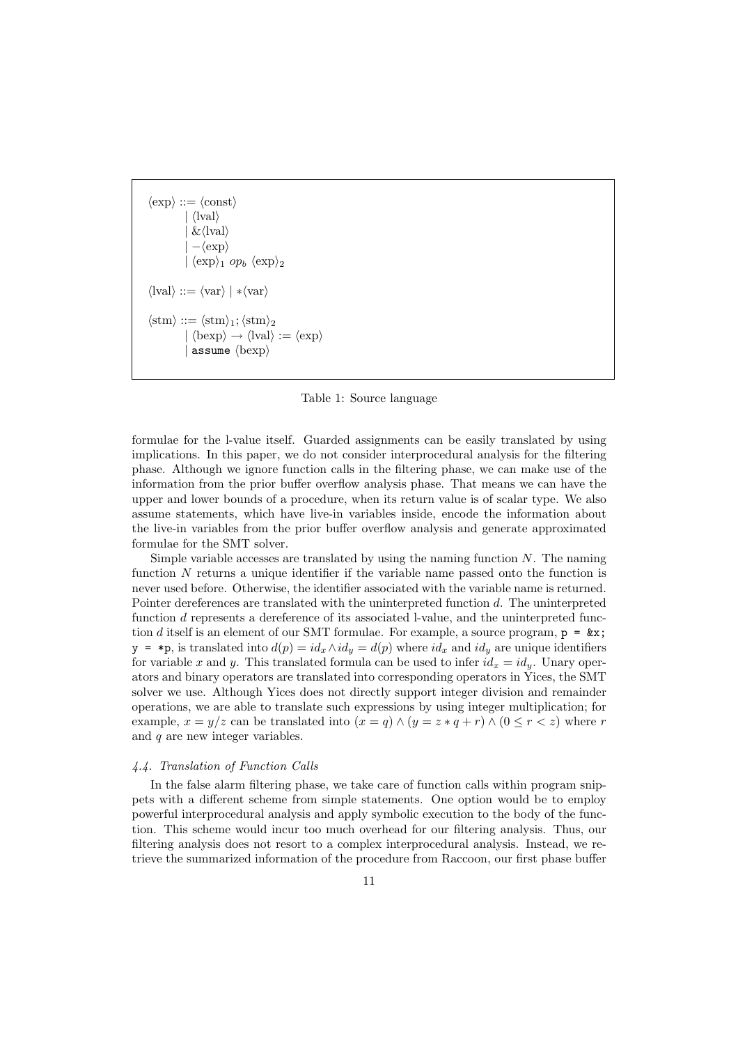$$
\begin{aligned}
\langle \text{exp} \rangle ::= \; & \langle \text{const} \rangle \\
| \; & \langle \text{lval} \rangle \\
| \; & \& \langle \text{lval} \rangle \\
| \; & - \langle \text{exp} \rangle \\
| \; & \langle \text{exp} \rangle_1 \; op_b \; \langle \text{exp} \rangle_2 \\
\\
\langle \text{lval} \rangle ::= \; & \langle \text{var} \rangle \mid * \langle \text{var} \rangle \\
\\
\langle \text{stm} \rangle ::= \; & \langle \text{stm} \rangle_1 ; \langle \text{stm} \rangle_2 \\
| \; & \langle \text{bexp} \rangle \rightarrow \langle \text{lval} \rangle := \langle \text{exp} \rangle \\
| \; & \texttt{assume} \; \langle \text{bexp} \rangle
\end{aligned}
$$

Table 1: Source language

formulae for the l-value itself. Guarded assignments can be easily translated by using implications. In this paper, we do not consider interprocedural analysis for the filtering phase. Although we ignore function calls in the filtering phase, we can make use of the information from the prior buffer overflow analysis phase. That means we can have the upper and lower bounds of a procedure, when its return value is of scalar type. We also assume statements, which have live-in variables inside, encode the information about the live-in variables from the prior buffer overflow analysis and generate approximated formulae for the SMT solver.

Simple variable accesses are translated by using the naming function $N$. The naming function $N$ returns a unique identifier if the variable name passed onto the function is never used before. Otherwise, the identifier associated with the variable name is returned. Pointer dereferences are translated with the uninterpreted function $d$. The uninterpreted function $d$ represents a dereference of its associated l-value, and the uninterpreted function $d$ itself is an element of our SMT formulae. For example, a source program, `p = &x; y = *p`, is translated into $d(p) = id_x \wedge id_y = d(p)$ where $id_x$ and $id_y$ are unique identifiers for variable $x$ and $y$. This translated formula can be used to infer $id_x = id_y$. Unary operators and binary operators are translated into corresponding operators in Yices, the SMT solver we use. Although Yices does not directly support integer division and remainder operations, we are able to translate such expressions by using integer multiplication; for example, $x = y/z$ can be translated into $(x = q) \wedge (y = z * q + r) \wedge (0 \leq r < z)$ where $r$ and $q$ are new integer variables.

### *4.4. Translation of Function Calls*

In the false alarm filtering phase, we take care of function calls within program snippets with a different scheme from simple statements. One option would be to employ powerful interprocedural analysis and apply symbolic execution to the body of the function. This scheme would incur too much overhead for our filtering analysis. Thus, our filtering analysis does not resort to a complex interprocedural analysis. Instead, we retrieve the summarized information of the procedure from Raccoon, our first phase buffer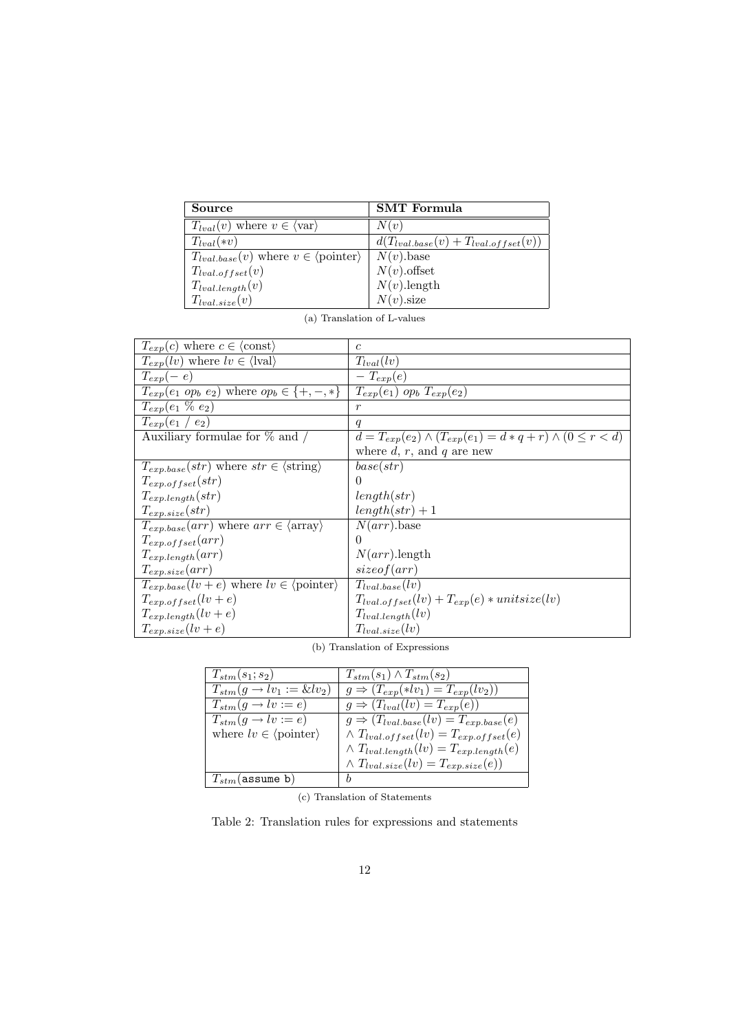| Source | SMT Formula |
|---|---|
| $T_{lval}(v)$ where $v \in \langle\text{var}\rangle$ | $N(v)$ |
| $T_{lval}(*v)$ | $d(T_{lval.base}(v) + T_{lval.offset}(v))$ |
| $T_{lval.base}(v)$ where $v \in \langle\text{pointer}\rangle$ | $N(v)$.base |
| $T_{lval.offset}(v)$ | $N(v)$.offset |
| $T_{lval.length}(v)$ | $N(v)$.length |
| $T_{lval.size}(v)$ | $N(v)$.size |

(a) Translation of L-values

| | |
|---|---|
| $T_{exp}(c)$ where $c \in \langle\text{const}\rangle$ | $c$ |
| $T_{exp}(lv)$ where $lv \in \langle\text{lval}\rangle$ | $T_{lval}(lv)$ |
| $T_{exp}(-\ e)$ | $-\ T_{exp}(e)$ |
| $T_{exp}(e_1\ op_b\ e_2)$ where $op_b \in \{+, -, *\}$ | $T_{exp}(e_1)\ op_b\ T_{exp}(e_2)$ |
| $T_{exp}(e_1\ \%\ e_2)$ | $r$ |
| $T_{exp}(e_1\ /\ e_2)$ | $q$ |
| Auxiliary formulae for % and / | $d = T_{exp}(e_2) \wedge (T_{exp}(e_1) = d * q + r) \wedge (0 \leq r < d)$ where $d$, $r$, and $q$ are new |
| $T_{exp.base}(str)$ where $str \in \langle\text{string}\rangle$ | $base(str)$ |
| $T_{exp.offset}(str)$ | $0$ |
| $T_{exp.length}(str)$ | $length(str)$ |
| $T_{exp.size}(str)$ | $length(str) + 1$ |
| $T_{exp.base}(arr)$ where $arr \in \langle\text{array}\rangle$ | $N(arr)$.base |
| $T_{exp.offset}(arr)$ | $0$ |
| $T_{exp.length}(arr)$ | $N(arr)$.length |
| $T_{exp.size}(arr)$ | $sizeof(arr)$ |
| $T_{exp.base}(lv + e)$ where $lv \in \langle\text{pointer}\rangle$ | $T_{lval.base}(lv)$ |
| $T_{exp.offset}(lv + e)$ | $T_{lval.offset}(lv) + T_{exp}(e) * unitsize(lv)$ |
| $T_{exp.length}(lv + e)$ | $T_{lval.length}(lv)$ |
| $T_{exp.size}(lv + e)$ | $T_{lval.size}(lv)$ |

(b) Translation of Expressions

| | |
|---|---|
| $T_{stm}(s_1; s_2)$ | $T_{stm}(s_1) \wedge T_{stm}(s_2)$ |
| $T_{stm}(g \rightarrow lv_1 := \&lv_2)$ | $g \Rightarrow (T_{exp}(*lv_1) = T_{exp}(lv_2))$ |
| $T_{stm}(g \rightarrow lv := e)$ | $g \Rightarrow (T_{lval}(lv) = T_{exp}(e))$ |
| $T_{stm}(g \rightarrow lv := e)$ where $lv \in \langle\text{pointer}\rangle$ | $g \Rightarrow (T_{lval.base}(lv) = T_{exp.base}(e)$ $\wedge\ T_{lval.offset}(lv) = T_{exp.offset}(e)$ $\wedge\ T_{lval.length}(lv) = T_{exp.length}(e)$ $\wedge\ T_{lval.size}(lv) = T_{exp.size}(e))$ |
| $T_{stm}$(`assume b`) | $b$ |

(c) Translation of Statements

Table 2: Translation rules for expressions and statements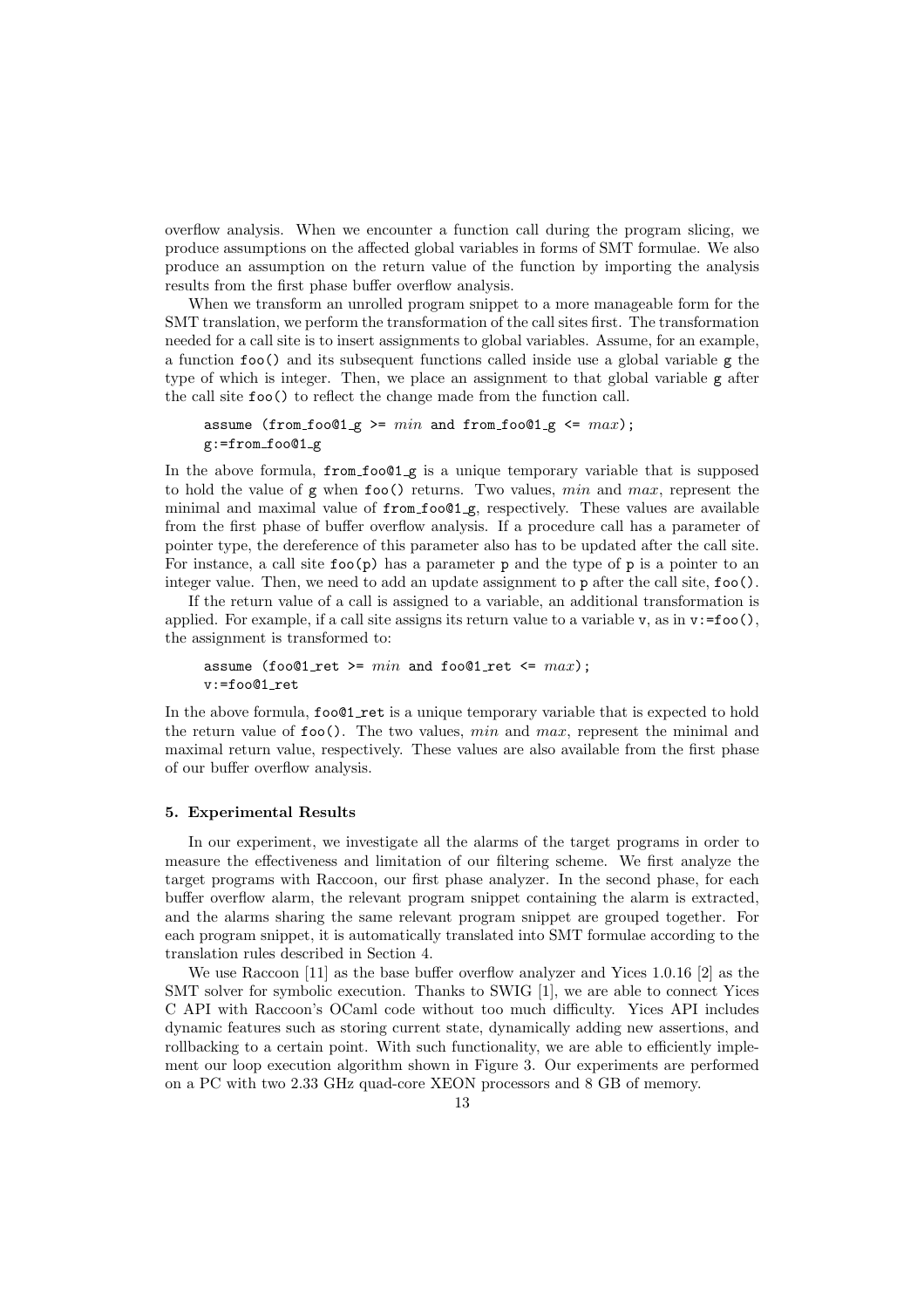overflow analysis. When we encounter a function call during the program slicing, we produce assumptions on the affected global variables in forms of SMT formulae. We also produce an assumption on the return value of the function by importing the analysis results from the first phase buffer overflow analysis.

When we transform an unrolled program snippet to a more manageable form for the SMT translation, we perform the transformation of the call sites first. The transformation needed for a call site is to insert assignments to global variables. Assume, for an example, a function `foo()` and its subsequent functions called inside use a global variable `g` the type of which is integer. Then, we place an assignment to that global variable `g` after the call site `foo()` to reflect the change made from the function call.

```
assume (from_foo@1_g >= min and from_foo@1_g <= max);
g:=from_foo@1_g
```

In the above formula, `from_foo@1_g` is a unique temporary variable that is supposed to hold the value of `g` when `foo()` returns. Two values, *min* and *max*, represent the minimal and maximal value of `from_foo@1_g`, respectively. These values are available from the first phase of buffer overflow analysis. If a procedure call has a parameter of pointer type, the dereference of this parameter also has to be updated after the call site. For instance, a call site `foo(p)` has a parameter `p` and the type of `p` is a pointer to an integer value. Then, we need to add an update assignment to `p` after the call site, `foo()`.

If the return value of a call is assigned to a variable, an additional transformation is applied. For example, if a call site assigns its return value to a variable `v`, as in `v:=foo()`, the assignment is transformed to:

```
assume (foo@1_ret >= min and foo@1_ret <= max);
v:=foo@1_ret
```

In the above formula, `foo@1_ret` is a unique temporary variable that is expected to hold the return value of `foo()`. The two values, *min* and *max*, represent the minimal and maximal return value, respectively. These values are also available from the first phase of our buffer overflow analysis.

## 5. Experimental Results

In our experiment, we investigate all the alarms of the target programs in order to measure the effectiveness and limitation of our filtering scheme. We first analyze the target programs with Raccoon, our first phase analyzer. In the second phase, for each buffer overflow alarm, the relevant program snippet containing the alarm is extracted, and the alarms sharing the same relevant program snippet are grouped together. For each program snippet, it is automatically translated into SMT formulae according to the translation rules described in Section 4.

We use Raccoon [11] as the base buffer overflow analyzer and Yices 1.0.16 [2] as the SMT solver for symbolic execution. Thanks to SWIG [1], we are able to connect Yices C API with Raccoon's OCaml code without too much difficulty. Yices API includes dynamic features such as storing current state, dynamically adding new assertions, and rollbacking to a certain point. With such functionality, we are able to efficiently implement our loop execution algorithm shown in Figure 3. Our experiments are performed on a PC with two 2.33 GHz quad-core XEON processors and 8 GB of memory.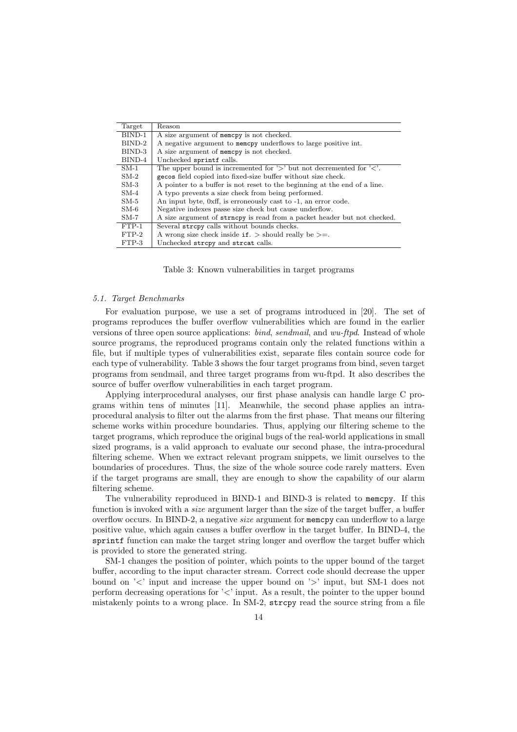| Target | Reason |
|---|---|
| BIND-1 | A size argument of `memcpy` is not checked. |
| BIND-2 | A negative argument to `memcpy` underflows to large positive int. |
| BIND-3 | A size argument of `memcpy` is not checked. |
| BIND-4 | Unchecked `sprintf` calls. |
| SM-1 | The upper bound is incremented for '>' but not decremented for '<'. |
| SM-2 | `gecos` field copied into fixed-size buffer without size check. |
| SM-3 | A pointer to a buffer is not reset to the beginning at the end of a line. |
| SM-4 | A typo prevents a size check from being performed. |
| SM-5 | An input byte, 0xff, is erroneously cast to -1, an error code. |
| SM-6 | Negative indexes passe size check but cause underflow. |
| SM-7 | A size argument of `strncpy` is read from a packet header but not checked. |
| FTP-1 | Several `strcpy` calls without bounds checks. |
| FTP-2 | A wrong size check inside `if`. > should really be >=. |
| FTP-3 | Unchecked `strcpy` and `strcat` calls. |

Table 3: Known vulnerabilities in target programs

### *5.1. Target Benchmarks*

For evaluation purpose, we use a set of programs introduced in [20]. The set of programs reproduces the buffer overflow vulnerabilities which are found in the earlier versions of three open source applications: *bind*, *sendmail*, and *wu-ftpd*. Instead of whole source programs, the reproduced programs contain only the related functions within a file, but if multiple types of vulnerabilities exist, separate files contain source code for each type of vulnerability. Table 3 shows the four target programs from bind, seven target programs from sendmail, and three target programs from wu-ftpd. It also describes the source of buffer overflow vulnerabilities in each target program.

Applying interprocedural analyses, our first phase analysis can handle large C programs within tens of minutes [11]. Meanwhile, the second phase applies an intra-procedural analysis to filter out the alarms from the first phase. That means our filtering scheme works within procedure boundaries. Thus, applying our filtering scheme to the target programs, which reproduce the original bugs of the real-world applications in small sized programs, is a valid approach to evaluate our second phase, the intra-procedural filtering scheme. When we extract relevant program snippets, we limit ourselves to the boundaries of procedures. Thus, the size of the whole source code rarely matters. Even if the target programs are small, they are enough to show the capability of our alarm filtering scheme.

The vulnerability reproduced in BIND-1 and BIND-3 is related to `memcpy`. If this function is invoked with a *size* argument larger than the size of the target buffer, a buffer overflow occurs. In BIND-2, a negative *size* argument for `memcpy` can underflow to a large positive value, which again causes a buffer overflow in the target buffer. In BIND-4, the `sprintf` function can make the target string longer and overflow the target buffer which is provided to store the generated string.

SM-1 changes the position of pointer, which points to the upper bound of the target buffer, according to the input character stream. Correct code should decrease the upper bound on '<' input and increase the upper bound on '>' input, but SM-1 does not perform decreasing operations for '<' input. As a result, the pointer to the upper bound mistakenly points to a wrong place. In SM-2, `strcpy` read the source string from a file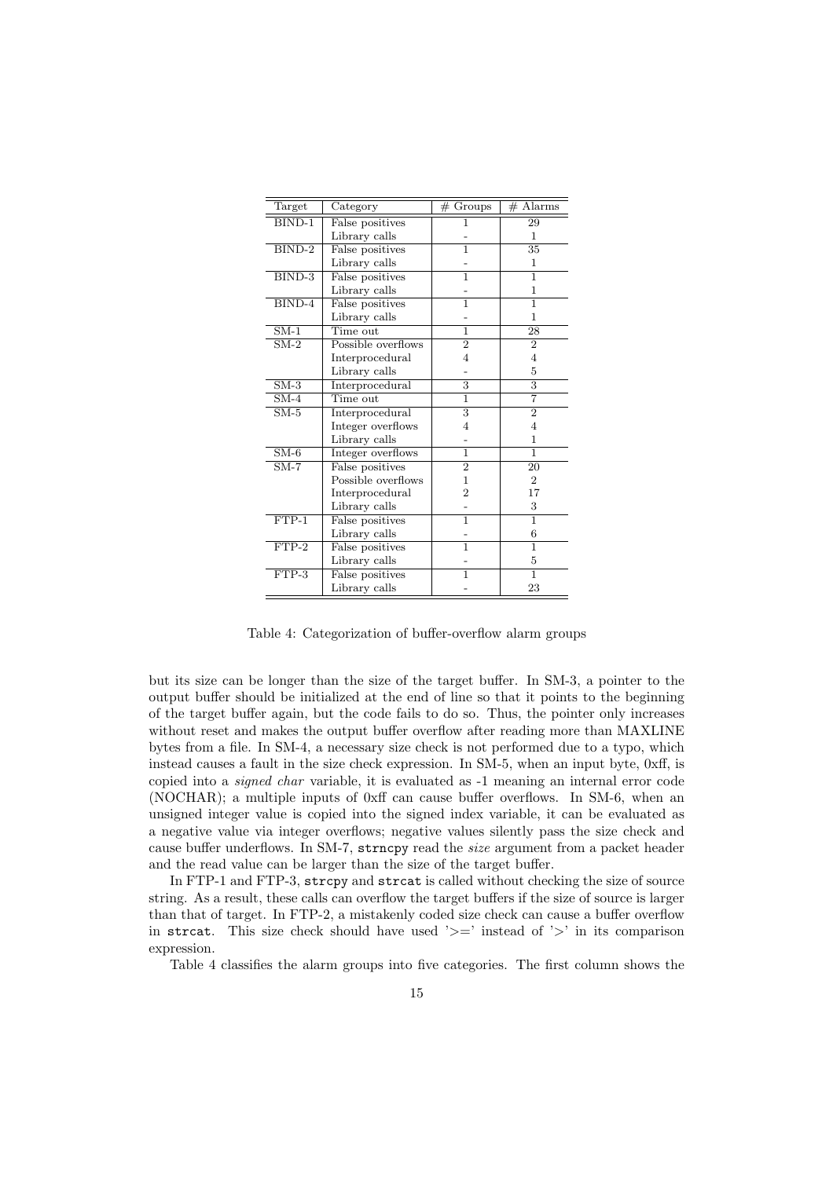| Target | Category | # Groups | # Alarms |
|---|---|---|---|
| BIND-1 | False positives | 1 | 29 |
| | Library calls | - | 1 |
| BIND-2 | False positives | 1 | 35 |
| | Library calls | - | 1 |
| BIND-3 | False positives | 1 | 1 |
| | Library calls | - | 1 |
| BIND-4 | False positives | 1 | 1 |
| | Library calls | - | 1 |
| SM-1 | Time out | 1 | 28 |
| SM-2 | Possible overflows | 2 | 2 |
| | Interprocedural | 4 | 4 |
| | Library calls | - | 5 |
| SM-3 | Interprocedural | 3 | 3 |
| SM-4 | Time out | 1 | 7 |
| SM-5 | Interprocedural | 3 | 2 |
| | Integer overflows | 4 | 4 |
| | Library calls | - | 1 |
| SM-6 | Integer overflows | 1 | 1 |
| SM-7 | False positives | 2 | 20 |
| | Possible overflows | 1 | 2 |
| | Interprocedural | 2 | 17 |
| | Library calls | - | 3 |
| FTP-1 | False positives | 1 | 1 |
| | Library calls | - | 6 |
| FTP-2 | False positives | 1 | 1 |
| | Library calls | - | 5 |
| FTP-3 | False positives | 1 | 1 |
| | Library calls | - | 23 |

Table 4: Categorization of buffer-overflow alarm groups

but its size can be longer than the size of the target buffer. In SM-3, a pointer to the output buffer should be initialized at the end of line so that it points to the beginning of the target buffer again, but the code fails to do so. Thus, the pointer only increases without reset and makes the output buffer overflow after reading more than MAXLINE bytes from a file. In SM-4, a necessary size check is not performed due to a typo, which instead causes a fault in the size check expression. In SM-5, when an input byte, 0xff, is copied into a *signed char* variable, it is evaluated as -1 meaning an internal error code (NOCHAR); a multiple inputs of 0xff can cause buffer overflows. In SM-6, when an unsigned integer value is copied into the signed index variable, it can be evaluated as a negative value via integer overflows; negative values silently pass the size check and cause buffer underflows. In SM-7, `strncpy` read the *size* argument from a packet header and the read value can be larger than the size of the target buffer.

In FTP-1 and FTP-3, `strcpy` and `strcat` is called without checking the size of source string. As a result, these calls can overflow the target buffers if the size of source is larger than that of target. In FTP-2, a mistakenly coded size check can cause a buffer overflow in `strcat`. This size check should have used '>=' instead of '>' in its comparison expression.

Table 4 classifies the alarm groups into five categories. The first column shows the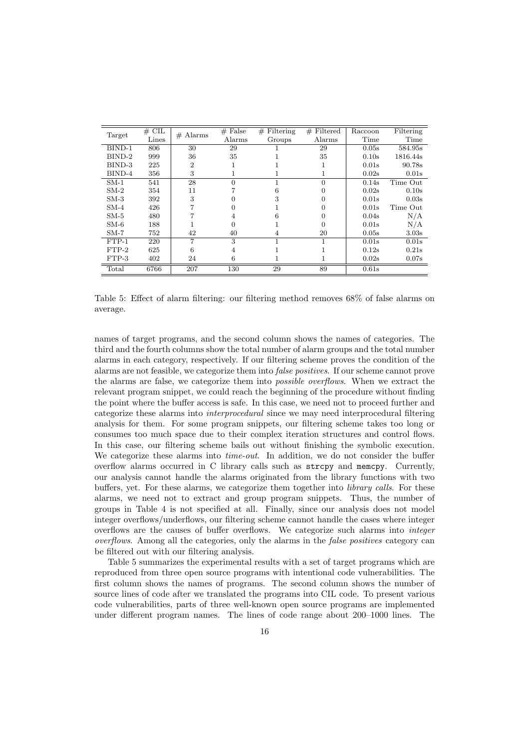| Target | # CIL Lines | # Alarms | # False Alarms | # Filtering Groups | # Filtered Alarms | Raccoon Time | Filtering Time |
|---|---|---|---|---|---|---|---|
| BIND-1 | 806 | 30 | 29 | 1 | 29 | 0.05s | 584.95s |
| BIND-2 | 999 | 36 | 35 | 1 | 35 | 0.10s | 1816.44s |
| BIND-3 | 225 | 2 | 1 | 1 | 1 | 0.01s | 90.78s |
| BIND-4 | 356 | 3 | 1 | 1 | 1 | 0.02s | 0.01s |
| SM-1 | 541 | 28 | 0 | 1 | 0 | 0.14s | Time Out |
| SM-2 | 354 | 11 | 7 | 6 | 0 | 0.02s | 0.10s |
| SM-3 | 392 | 3 | 0 | 3 | 0 | 0.01s | 0.03s |
| SM-4 | 426 | 7 | 0 | 1 | 0 | 0.01s | Time Out |
| SM-5 | 480 | 7 | 4 | 6 | 0 | 0.04s | N/A |
| SM-6 | 188 | 1 | 0 | 1 | 0 | 0.01s | N/A |
| SM-7 | 752 | 42 | 40 | 4 | 20 | 0.05s | 3.03s |
| FTP-1 | 220 | 7 | 3 | 1 | 1 | 0.01s | 0.01s |
| FTP-2 | 625 | 6 | 4 | 1 | 1 | 0.12s | 0.21s |
| FTP-3 | 402 | 24 | 6 | 1 | 1 | 0.02s | 0.07s |
| Total | 6766 | 207 | 130 | 29 | 89 | 0.61s | |

Table 5: Effect of alarm filtering: our filtering method removes 68% of false alarms on average.

names of target programs, and the second column shows the names of categories. The third and the fourth columns show the total number of alarm groups and the total number alarms in each category, respectively. If our filtering scheme proves the condition of the alarms are not feasible, we categorize them into *false positives*. If our scheme cannot prove the alarms are false, we categorize them into *possible overflows*. When we extract the relevant program snippet, we could reach the beginning of the procedure without finding the point where the buffer access is safe. In this case, we need not to proceed further and categorize these alarms into *interprocedural* since we may need interprocedural filtering analysis for them. For some program snippets, our filtering scheme takes too long or consumes too much space due to their complex iteration structures and control flows. In this case, our filtering scheme bails out without finishing the symbolic execution. We categorize these alarms into *time-out*. In addition, we do not consider the buffer overflow alarms occurred in C library calls such as `strcpy` and `memcpy`. Currently, our analysis cannot handle the alarms originated from the library functions with two buffers, yet. For these alarms, we categorize them together into *library calls*. For these alarms, we need not to extract and group program snippets. Thus, the number of groups in Table 4 is not specified at all. Finally, since our analysis does not model integer overflows/underflows, our filtering scheme cannot handle the cases where integer overflows are the causes of buffer overflows. We categorize such alarms into *integer overflows*. Among all the categories, only the alarms in the *false positives* category can be filtered out with our filtering analysis.

Table 5 summarizes the experimental results with a set of target programs which are reproduced from three open source programs with intentional code vulnerabilities. The first column shows the names of programs. The second column shows the number of source lines of code after we translated the programs into CIL code. To present various code vulnerabilities, parts of three well-known open source programs are implemented under different program names. The lines of code range about 200–1000 lines. The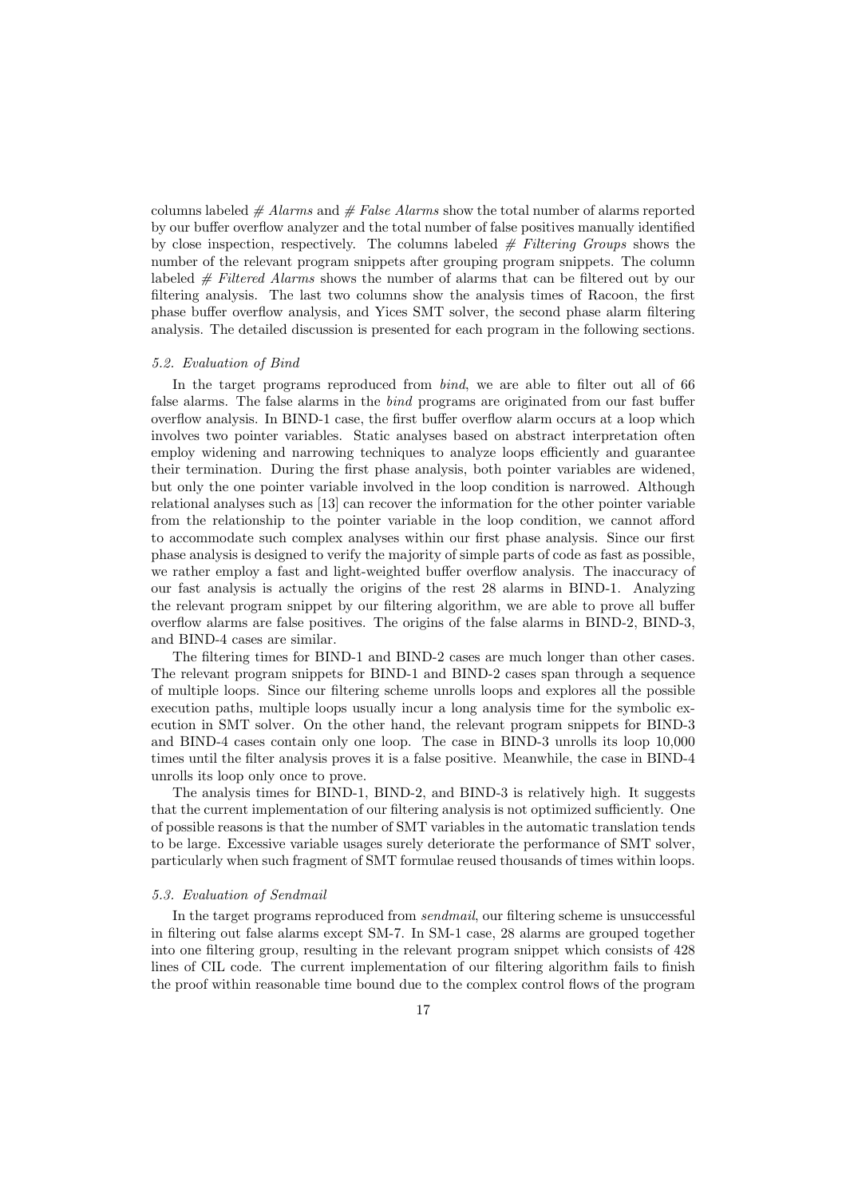columns labeled *# Alarms* and *# False Alarms* show the total number of alarms reported by our buffer overflow analyzer and the total number of false positives manually identified by close inspection, respectively. The columns labeled *# Filtering Groups* shows the number of the relevant program snippets after grouping program snippets. The column labeled *# Filtered Alarms* shows the number of alarms that can be filtered out by our filtering analysis. The last two columns show the analysis times of Racoon, the first phase buffer overflow analysis, and Yices SMT solver, the second phase alarm filtering analysis. The detailed discussion is presented for each program in the following sections.

### *5.2. Evaluation of Bind*

In the target programs reproduced from *bind*, we are able to filter out all of 66 false alarms. The false alarms in the *bind* programs are originated from our fast buffer overflow analysis. In BIND-1 case, the first buffer overflow alarm occurs at a loop which involves two pointer variables. Static analyses based on abstract interpretation often employ widening and narrowing techniques to analyze loops efficiently and guarantee their termination. During the first phase analysis, both pointer variables are widened, but only the one pointer variable involved in the loop condition is narrowed. Although relational analyses such as [13] can recover the information for the other pointer variable from the relationship to the pointer variable in the loop condition, we cannot afford to accommodate such complex analyses within our first phase analysis. Since our first phase analysis is designed to verify the majority of simple parts of code as fast as possible, we rather employ a fast and light-weighted buffer overflow analysis. The inaccuracy of our fast analysis is actually the origins of the rest 28 alarms in BIND-1. Analyzing the relevant program snippet by our filtering algorithm, we are able to prove all buffer overflow alarms are false positives. The origins of the false alarms in BIND-2, BIND-3, and BIND-4 cases are similar.

The filtering times for BIND-1 and BIND-2 cases are much longer than other cases. The relevant program snippets for BIND-1 and BIND-2 cases span through a sequence of multiple loops. Since our filtering scheme unrolls loops and explores all the possible execution paths, multiple loops usually incur a long analysis time for the symbolic execution in SMT solver. On the other hand, the relevant program snippets for BIND-3 and BIND-4 cases contain only one loop. The case in BIND-3 unrolls its loop 10,000 times until the filter analysis proves it is a false positive. Meanwhile, the case in BIND-4 unrolls its loop only once to prove.

The analysis times for BIND-1, BIND-2, and BIND-3 is relatively high. It suggests that the current implementation of our filtering analysis is not optimized sufficiently. One of possible reasons is that the number of SMT variables in the automatic translation tends to be large. Excessive variable usages surely deteriorate the performance of SMT solver, particularly when such fragment of SMT formulae reused thousands of times within loops.

### *5.3. Evaluation of Sendmail*

In the target programs reproduced from *sendmail*, our filtering scheme is unsuccessful in filtering out false alarms except SM-7. In SM-1 case, 28 alarms are grouped together into one filtering group, resulting in the relevant program snippet which consists of 428 lines of CIL code. The current implementation of our filtering algorithm fails to finish the proof within reasonable time bound due to the complex control flows of the program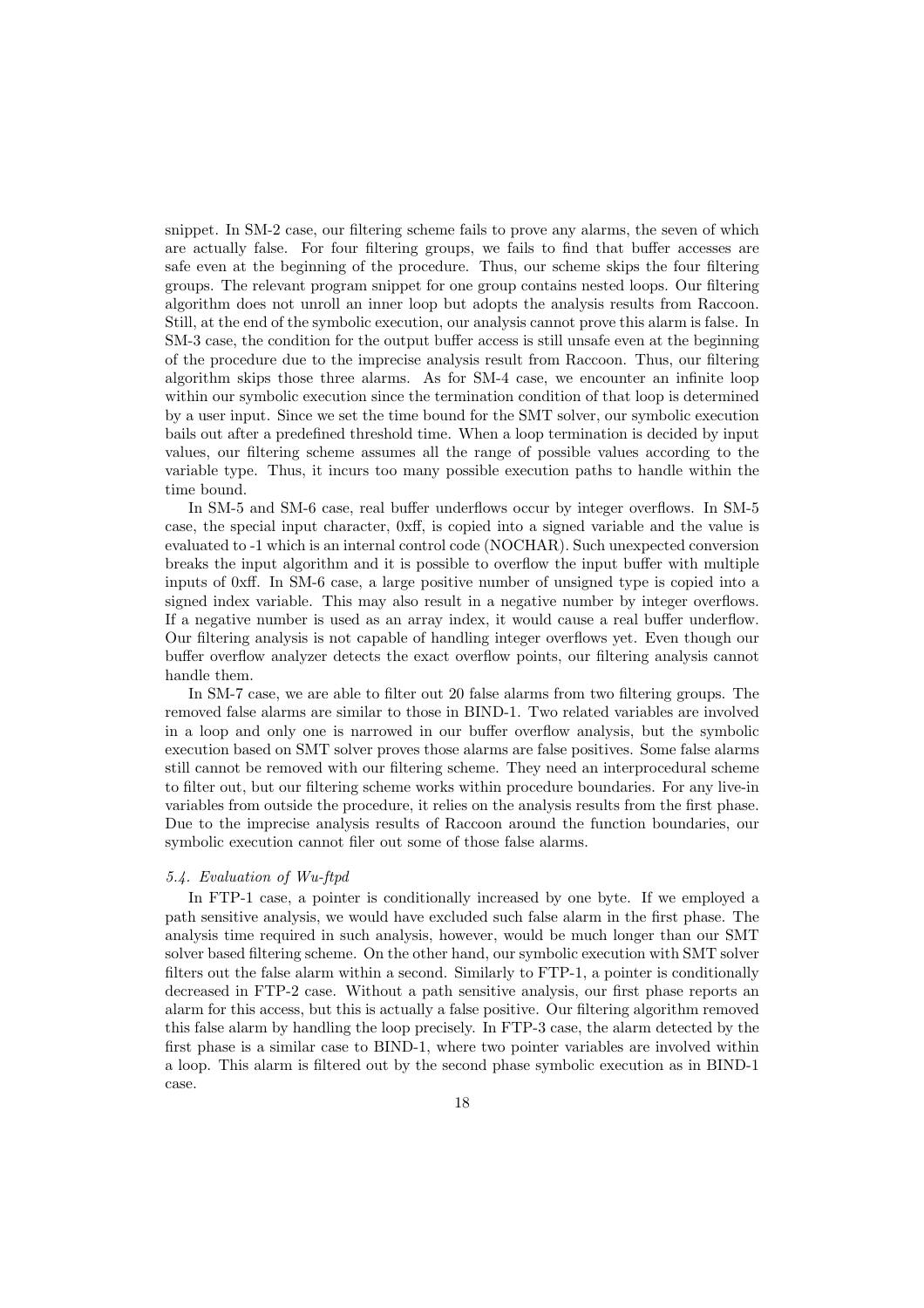snippet. In SM-2 case, our filtering scheme fails to prove any alarms, the seven of which are actually false. For four filtering groups, we fails to find that buffer accesses are safe even at the beginning of the procedure. Thus, our scheme skips the four filtering groups. The relevant program snippet for one group contains nested loops. Our filtering algorithm does not unroll an inner loop but adopts the analysis results from Raccoon. Still, at the end of the symbolic execution, our analysis cannot prove this alarm is false. In SM-3 case, the condition for the output buffer access is still unsafe even at the beginning of the procedure due to the imprecise analysis result from Raccoon. Thus, our filtering algorithm skips those three alarms. As for SM-4 case, we encounter an infinite loop within our symbolic execution since the termination condition of that loop is determined by a user input. Since we set the time bound for the SMT solver, our symbolic execution bails out after a predefined threshold time. When a loop termination is decided by input values, our filtering scheme assumes all the range of possible values according to the variable type. Thus, it incurs too many possible execution paths to handle within the time bound.

In SM-5 and SM-6 case, real buffer underflows occur by integer overflows. In SM-5 case, the special input character, 0xff, is copied into a signed variable and the value is evaluated to -1 which is an internal control code (NOCHAR). Such unexpected conversion breaks the input algorithm and it is possible to overflow the input buffer with multiple inputs of 0xff. In SM-6 case, a large positive number of unsigned type is copied into a signed index variable. This may also result in a negative number by integer overflows. If a negative number is used as an array index, it would cause a real buffer underflow. Our filtering analysis is not capable of handling integer overflows yet. Even though our buffer overflow analyzer detects the exact overflow points, our filtering analysis cannot handle them.

In SM-7 case, we are able to filter out 20 false alarms from two filtering groups. The removed false alarms are similar to those in BIND-1. Two related variables are involved in a loop and only one is narrowed in our buffer overflow analysis, but the symbolic execution based on SMT solver proves those alarms are false positives. Some false alarms still cannot be removed with our filtering scheme. They need an interprocedural scheme to filter out, but our filtering scheme works within procedure boundaries. For any live-in variables from outside the procedure, it relies on the analysis results from the first phase. Due to the imprecise analysis results of Raccoon around the function boundaries, our symbolic execution cannot filer out some of those false alarms.

### *5.4. Evaluation of Wu-ftpd*

In FTP-1 case, a pointer is conditionally increased by one byte. If we employed a path sensitive analysis, we would have excluded such false alarm in the first phase. The analysis time required in such analysis, however, would be much longer than our SMT solver based filtering scheme. On the other hand, our symbolic execution with SMT solver filters out the false alarm within a second. Similarly to FTP-1, a pointer is conditionally decreased in FTP-2 case. Without a path sensitive analysis, our first phase reports an alarm for this access, but this is actually a false positive. Our filtering algorithm removed this false alarm by handling the loop precisely. In FTP-3 case, the alarm detected by the first phase is a similar case to BIND-1, where two pointer variables are involved within a loop. This alarm is filtered out by the second phase symbolic execution as in BIND-1 case.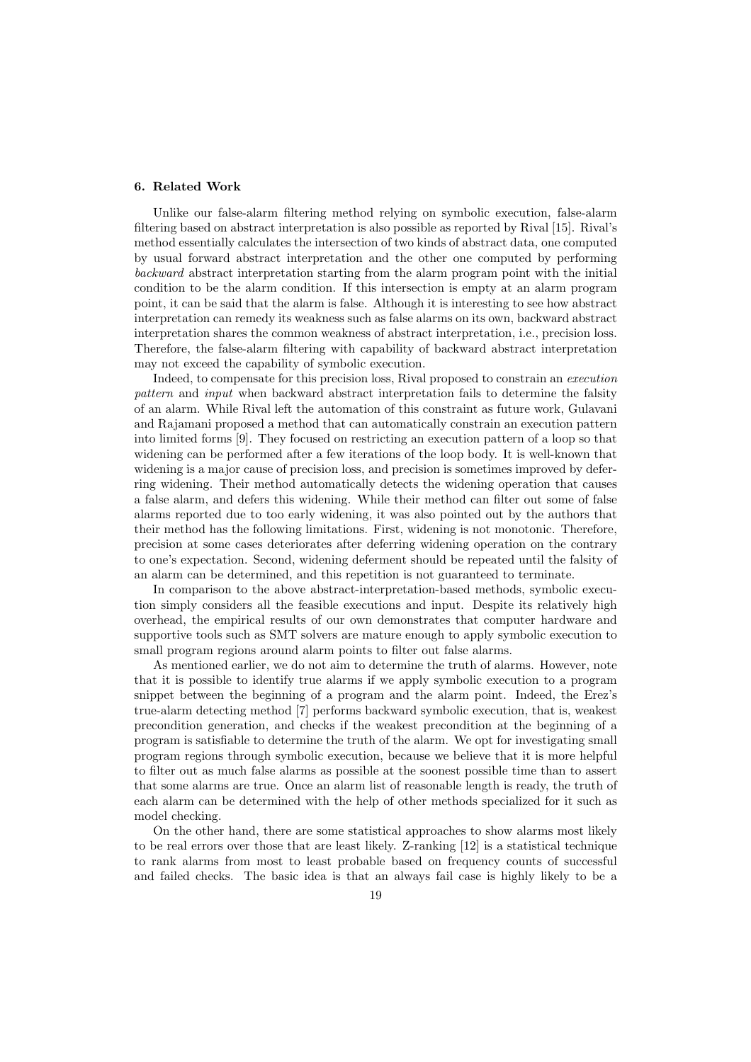## 6. Related Work

Unlike our false-alarm filtering method relying on symbolic execution, false-alarm filtering based on abstract interpretation is also possible as reported by Rival [15]. Rival's method essentially calculates the intersection of two kinds of abstract data, one computed by usual forward abstract interpretation and the other one computed by performing *backward* abstract interpretation starting from the alarm program point with the initial condition to be the alarm condition. If this intersection is empty at an alarm program point, it can be said that the alarm is false. Although it is interesting to see how abstract interpretation can remedy its weakness such as false alarms on its own, backward abstract interpretation shares the common weakness of abstract interpretation, i.e., precision loss. Therefore, the false-alarm filtering with capability of backward abstract interpretation may not exceed the capability of symbolic execution.

Indeed, to compensate for this precision loss, Rival proposed to constrain an *execution pattern* and *input* when backward abstract interpretation fails to determine the falsity of an alarm. While Rival left the automation of this constraint as future work, Gulavani and Rajamani proposed a method that can automatically constrain an execution pattern into limited forms [9]. They focused on restricting an execution pattern of a loop so that widening can be performed after a few iterations of the loop body. It is well-known that widening is a major cause of precision loss, and precision is sometimes improved by deferring widening. Their method automatically detects the widening operation that causes a false alarm, and defers this widening. While their method can filter out some of false alarms reported due to too early widening, it was also pointed out by the authors that their method has the following limitations. First, widening is not monotonic. Therefore, precision at some cases deteriorates after deferring widening operation on the contrary to one's expectation. Second, widening deferment should be repeated until the falsity of an alarm can be determined, and this repetition is not guaranteed to terminate.

In comparison to the above abstract-interpretation-based methods, symbolic execution simply considers all the feasible executions and input. Despite its relatively high overhead, the empirical results of our own demonstrates that computer hardware and supportive tools such as SMT solvers are mature enough to apply symbolic execution to small program regions around alarm points to filter out false alarms.

As mentioned earlier, we do not aim to determine the truth of alarms. However, note that it is possible to identify true alarms if we apply symbolic execution to a program snippet between the beginning of a program and the alarm point. Indeed, the Erez's true-alarm detecting method [7] performs backward symbolic execution, that is, weakest precondition generation, and checks if the weakest precondition at the beginning of a program is satisfiable to determine the truth of the alarm. We opt for investigating small program regions through symbolic execution, because we believe that it is more helpful to filter out as much false alarms as possible at the soonest possible time than to assert that some alarms are true. Once an alarm list of reasonable length is ready, the truth of each alarm can be determined with the help of other methods specialized for it such as model checking.

On the other hand, there are some statistical approaches to show alarms most likely to be real errors over those that are least likely. Z-ranking [12] is a statistical technique to rank alarms from most to least probable based on frequency counts of successful and failed checks. The basic idea is that an always fail case is highly likely to be a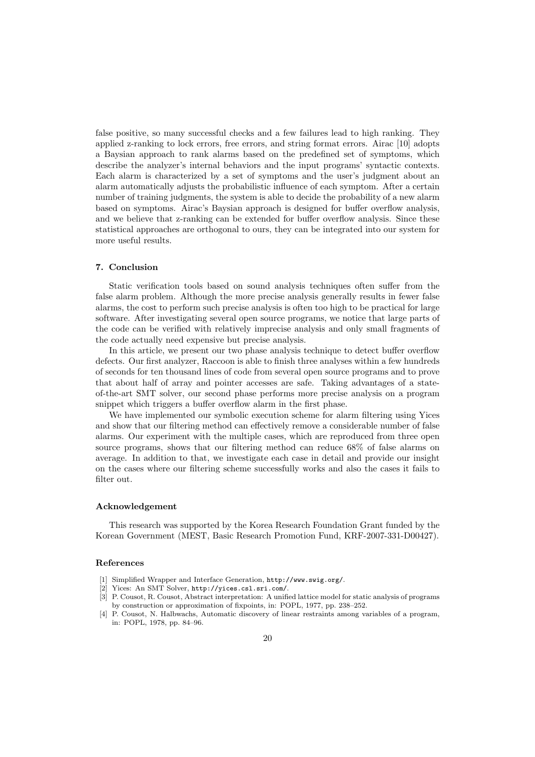false positive, so many successful checks and a few failures lead to high ranking. They applied z-ranking to lock errors, free errors, and string format errors. Airac [10] adopts a Baysian approach to rank alarms based on the predefined set of symptoms, which describe the analyzer's internal behaviors and the input programs' syntactic contexts. Each alarm is characterized by a set of symptoms and the user's judgment about an alarm automatically adjusts the probabilistic influence of each symptom. After a certain number of training judgments, the system is able to decide the probability of a new alarm based on symptoms. Airac's Baysian approach is designed for buffer overflow analysis, and we believe that z-ranking can be extended for buffer overflow analysis. Since these statistical approaches are orthogonal to ours, they can be integrated into our system for more useful results.

### 7. Conclusion

Static verification tools based on sound analysis techniques often suffer from the false alarm problem. Although the more precise analysis generally results in fewer false alarms, the cost to perform such precise analysis is often too high to be practical for large software. After investigating several open source programs, we notice that large parts of the code can be verified with relatively imprecise analysis and only small fragments of the code actually need expensive but precise analysis.

In this article, we present our two phase analysis technique to detect buffer overflow defects. Our first analyzer, Raccoon is able to finish three analyses within a few hundreds of seconds for ten thousand lines of code from several open source programs and to prove that about half of array and pointer accesses are safe. Taking advantages of a state-of-the-art SMT solver, our second phase performs more precise analysis on a program snippet which triggers a buffer overflow alarm in the first phase.

We have implemented our symbolic execution scheme for alarm filtering using Yices and show that our filtering method can effectively remove a considerable number of false alarms. Our experiment with the multiple cases, which are reproduced from three open source programs, shows that our filtering method can reduce 68% of false alarms on average. In addition to that, we investigate each case in detail and provide our insight on the cases where our filtering scheme successfully works and also the cases it fails to filter out.

### Acknowledgement

This research was supported by the Korea Research Foundation Grant funded by the Korean Government (MEST, Basic Research Promotion Fund, KRF-2007-331-D00427).

### References

- [1] Simplified Wrapper and Interface Generation, http://www.swig.org/.
- [2] Yices: An SMT Solver, http://yices.csl.sri.com/.
- [3] P. Cousot, R. Cousot, Abstract interpretation: A unified lattice model for static analysis of programs by construction or approximation of fixpoints, in: POPL, 1977, pp. 238–252.
- [4] P. Cousot, N. Halbwachs, Automatic discovery of linear restraints among variables of a program, in: POPL, 1978, pp. 84–96.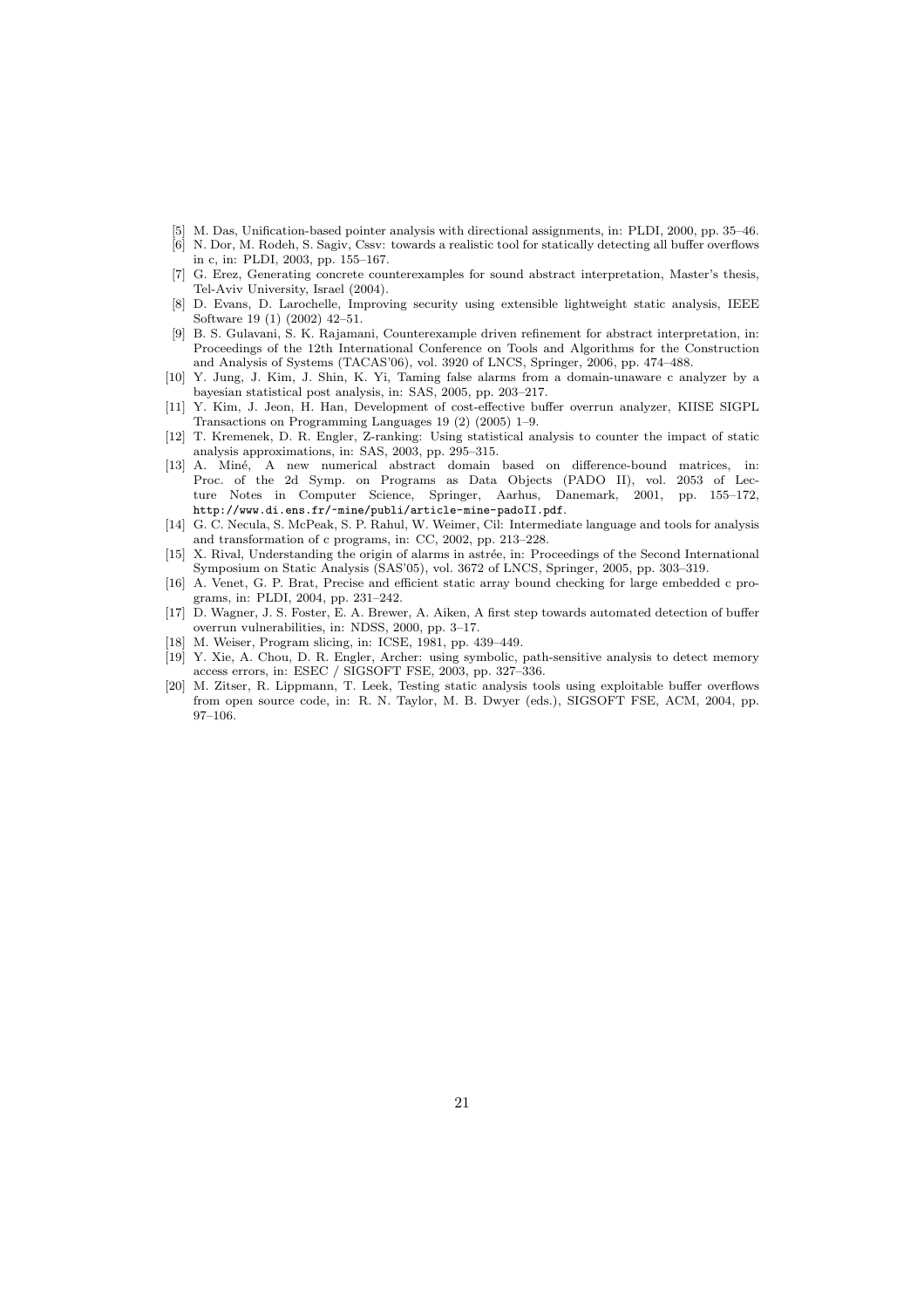[5] M. Das, Unification-based pointer analysis with directional assignments, in: PLDI, 2000, pp. 35–46.

[6] N. Dor, M. Rodeh, S. Sagiv, Cssv: towards a realistic tool for statically detecting all buffer overflows in c, in: PLDI, 2003, pp. 155–167.

[7] G. Erez, Generating concrete counterexamples for sound abstract interpretation, Master's thesis, Tel-Aviv University, Israel (2004).

[8] D. Evans, D. Larochelle, Improving security using extensible lightweight static analysis, IEEE Software 19 (1) (2002) 42–51.

[9] B. S. Gulavani, S. K. Rajamani, Counterexample driven refinement for abstract interpretation, in: Proceedings of the 12th International Conference on Tools and Algorithms for the Construction and Analysis of Systems (TACAS'06), vol. 3920 of LNCS, Springer, 2006, pp. 474–488.

[10] Y. Jung, J. Kim, J. Shin, K. Yi, Taming false alarms from a domain-unaware c analyzer by a bayesian statistical post analysis, in: SAS, 2005, pp. 203–217.

[11] Y. Kim, J. Jeon, H. Han, Development of cost-effective buffer overrun analyzer, KIISE SIGPL Transactions on Programming Languages 19 (2) (2005) 1–9.

[12] T. Kremenek, D. R. Engler, Z-ranking: Using statistical analysis to counter the impact of static analysis approximations, in: SAS, 2003, pp. 295–315.

[13] A. Miné, A new numerical abstract domain based on difference-bound matrices, in: Proc. of the 2d Symp. on Programs as Data Objects (PADO II), vol. 2053 of Lecture Notes in Computer Science, Springer, Aarhus, Danemark, 2001, pp. 155–172, http://www.di.ens.fr/~mine/publi/article-mine-padoII.pdf.

[14] G. C. Necula, S. McPeak, S. P. Rahul, W. Weimer, Cil: Intermediate language and tools for analysis and transformation of c programs, in: CC, 2002, pp. 213–228.

[15] X. Rival, Understanding the origin of alarms in astrée, in: Proceedings of the Second International Symposium on Static Analysis (SAS'05), vol. 3672 of LNCS, Springer, 2005, pp. 303–319.

[16] A. Venet, G. P. Brat, Precise and efficient static array bound checking for large embedded c programs, in: PLDI, 2004, pp. 231–242.

[17] D. Wagner, J. S. Foster, E. A. Brewer, A. Aiken, A first step towards automated detection of buffer overrun vulnerabilities, in: NDSS, 2000, pp. 3–17.

[18] M. Weiser, Program slicing, in: ICSE, 1981, pp. 439–449.

[19] Y. Xie, A. Chou, D. R. Engler, Archer: using symbolic, path-sensitive analysis to detect memory access errors, in: ESEC / SIGSOFT FSE, 2003, pp. 327–336.

[20] M. Zitser, R. Lippmann, T. Leek, Testing static analysis tools using exploitable buffer overflows from open source code, in: R. N. Taylor, M. B. Dwyer (eds.), SIGSOFT FSE, ACM, 2004, pp. 97–106.